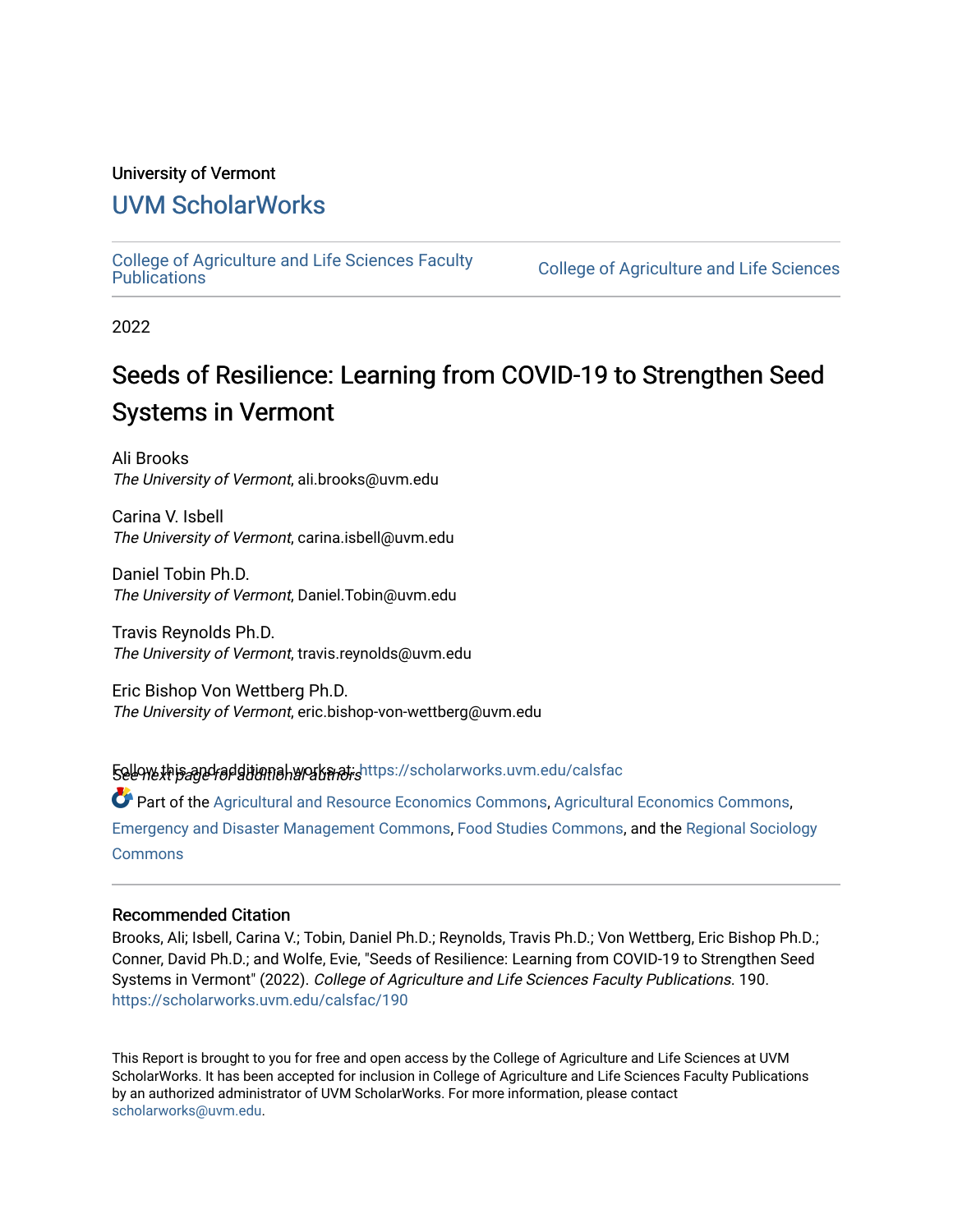University of Vermont

# UVM ScholarWorks

College of Agriculture and Life Sciences Faculty Publications | College of Agriculture and Life Sciences

2022

# Seeds of Resilience: Learning from COVID-19 to Strengthen Seed Systems in Vermont

Ali Brooks
*The University of Vermont*, ali.brooks@uvm.edu

Carina V. Isbell
*The University of Vermont*, carina.isbell@uvm.edu

Daniel Tobin Ph.D.
*The University of Vermont*, Daniel.Tobin@uvm.edu

Travis Reynolds Ph.D.
*The University of Vermont*, travis.reynolds@uvm.edu

Eric Bishop Von Wettberg Ph.D.
*The University of Vermont*, eric.bishop-von-wettberg@uvm.edu

*See next page for additional authors*

Follow this and additional works at: https://scholarworks.uvm.edu/calsfac

Part of the Agricultural and Resource Economics Commons, Agricultural Economics Commons, Emergency and Disaster Management Commons, Food Studies Commons, and the Regional Sociology Commons

## Recommended Citation

Brooks, Ali; Isbell, Carina V.; Tobin, Daniel Ph.D.; Reynolds, Travis Ph.D.; Von Wettberg, Eric Bishop Ph.D.; Conner, David Ph.D.; and Wolfe, Evie, "Seeds of Resilience: Learning from COVID-19 to Strengthen Seed Systems in Vermont" (2022). *College of Agriculture and Life Sciences Faculty Publications*. 190.
https://scholarworks.uvm.edu/calsfac/190

This Report is brought to you for free and open access by the College of Agriculture and Life Sciences at UVM ScholarWorks. It has been accepted for inclusion in College of Agriculture and Life Sciences Faculty Publications by an authorized administrator of UVM ScholarWorks. For more information, please contact scholarworks@uvm.edu.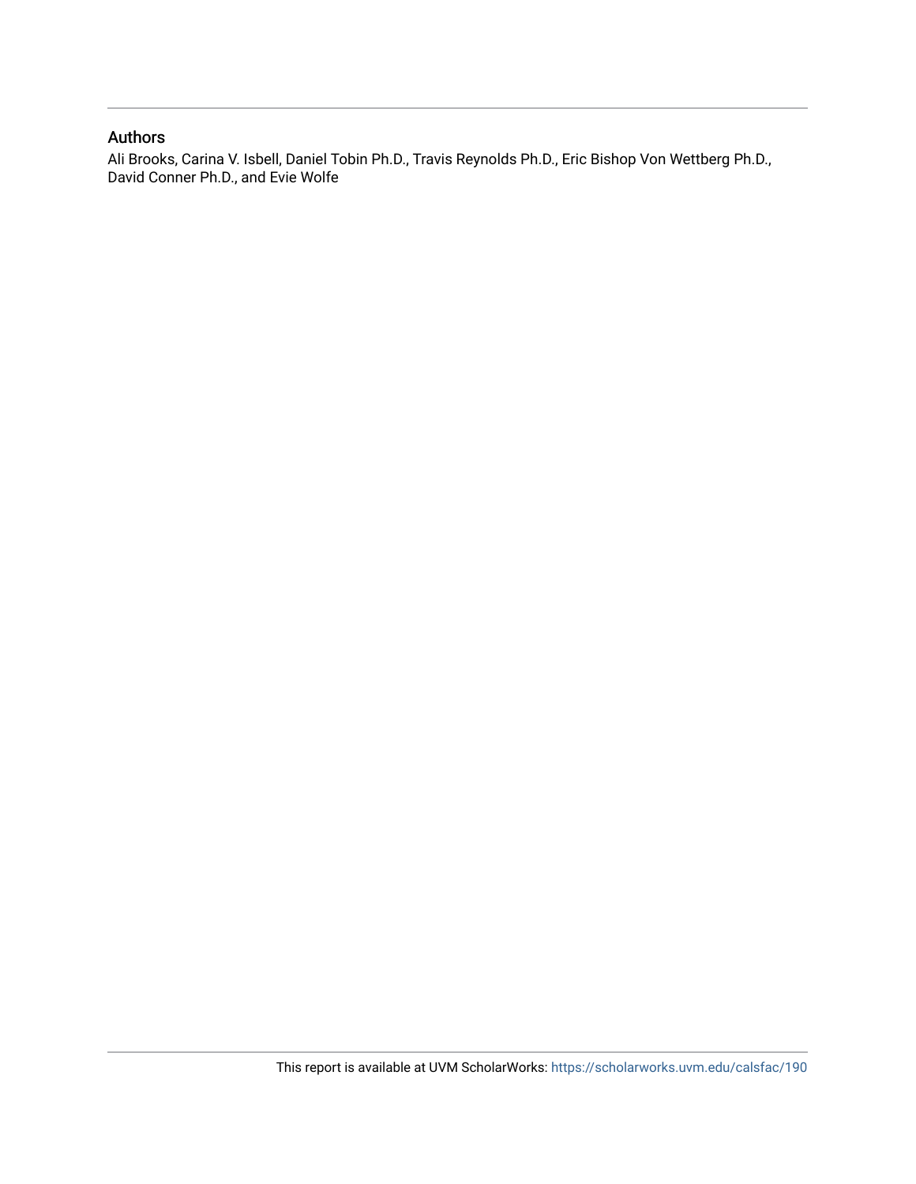## Authors

Ali Brooks, Carina V. Isbell, Daniel Tobin Ph.D., Travis Reynolds Ph.D., Eric Bishop Von Wettberg Ph.D., David Conner Ph.D., and Evie Wolfe

This report is available at UVM ScholarWorks: https://scholarworks.uvm.edu/calsfac/190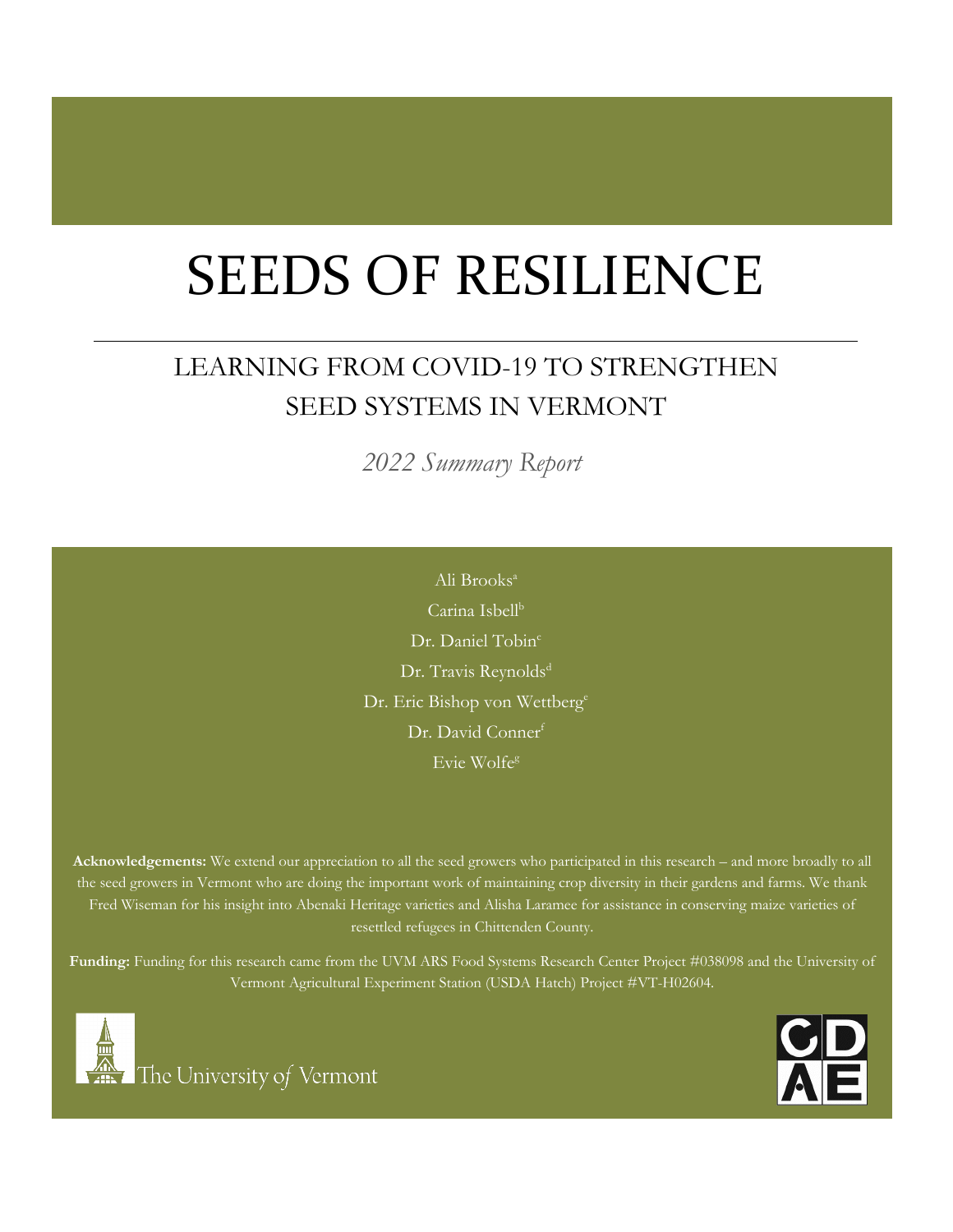# SEEDS OF RESILIENCE

## LEARNING FROM COVID-19 TO STRENGTHEN SEED SYSTEMS IN VERMONT

*2022 Summary Report*

Ali Brooks[a]

Carina Isbell[b]

Dr. Daniel Tobin[c]

Dr. Travis Reynolds[d]

Dr. Eric Bishop von Wettberg[e]

Dr. David Conner[f]

Evie Wolfe[g]

**Acknowledgements:** We extend our appreciation to all the seed growers who participated in this research – and more broadly to all the seed growers in Vermont who are doing the important work of maintaining crop diversity in their gardens and farms. We thank Fred Wiseman for his insight into Abenaki Heritage varieties and Alisha Laramee for assistance in conserving maize varieties of resettled refugees in Chittenden County.

**Funding:** Funding for this research came from the UVM ARS Food Systems Research Center Project #038098 and the University of Vermont Agricultural Experiment Station (USDA Hatch) Project #VT-H02604.

The University of Vermont

CDAE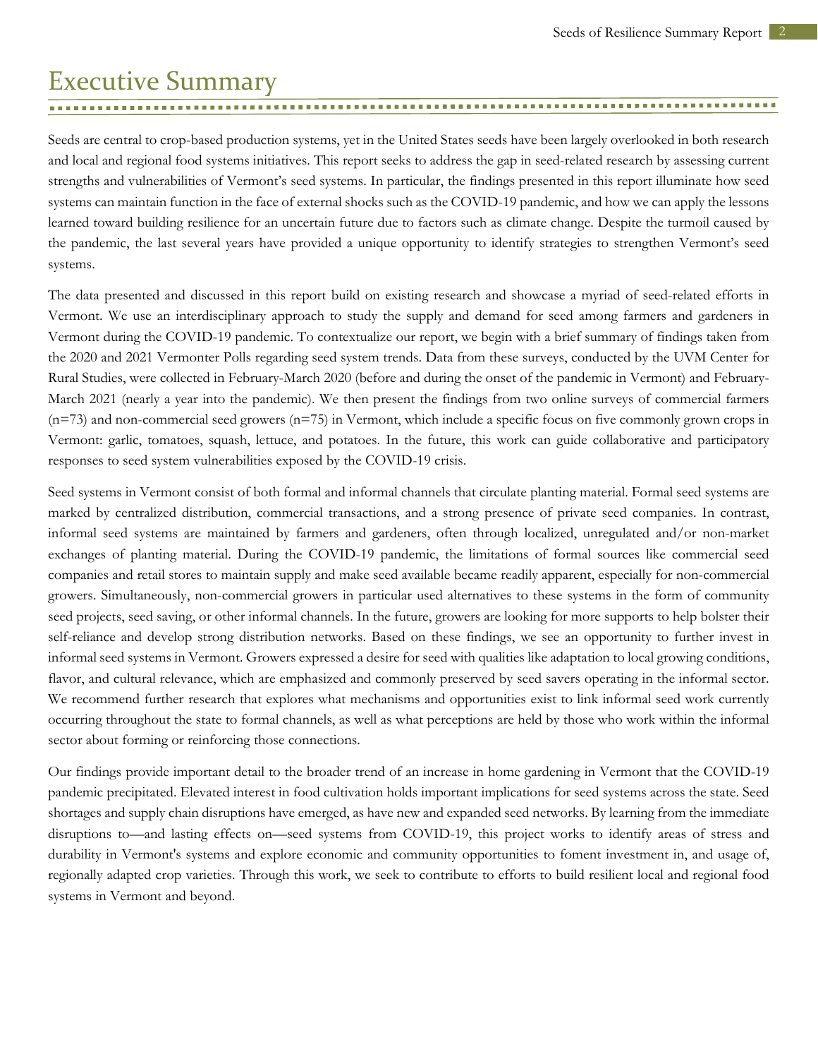# Executive Summary

Seeds are central to crop-based production systems, yet in the United States seeds have been largely overlooked in both research and local and regional food systems initiatives. This report seeks to address the gap in seed-related research by assessing current strengths and vulnerabilities of Vermont's seed systems. In particular, the findings presented in this report illuminate how seed systems can maintain function in the face of external shocks such as the COVID-19 pandemic, and how we can apply the lessons learned toward building resilience for an uncertain future due to factors such as climate change. Despite the turmoil caused by the pandemic, the last several years have provided a unique opportunity to identify strategies to strengthen Vermont's seed systems.

The data presented and discussed in this report build on existing research and showcase a myriad of seed-related efforts in Vermont. We use an interdisciplinary approach to study the supply and demand for seed among farmers and gardeners in Vermont during the COVID-19 pandemic. To contextualize our report, we begin with a brief summary of findings taken from the 2020 and 2021 Vermonter Polls regarding seed system trends. Data from these surveys, conducted by the UVM Center for Rural Studies, were collected in February-March 2020 (before and during the onset of the pandemic in Vermont) and February-March 2021 (nearly a year into the pandemic). We then present the findings from two online surveys of commercial farmers (n=73) and non-commercial seed growers (n=75) in Vermont, which include a specific focus on five commonly grown crops in Vermont: garlic, tomatoes, squash, lettuce, and potatoes. In the future, this work can guide collaborative and participatory responses to seed system vulnerabilities exposed by the COVID-19 crisis.

Seed systems in Vermont consist of both formal and informal channels that circulate planting material. Formal seed systems are marked by centralized distribution, commercial transactions, and a strong presence of private seed companies. In contrast, informal seed systems are maintained by farmers and gardeners, often through localized, unregulated and/or non-market exchanges of planting material. During the COVID-19 pandemic, the limitations of formal sources like commercial seed companies and retail stores to maintain supply and make seed available became readily apparent, especially for non-commercial growers. Simultaneously, non-commercial growers in particular used alternatives to these systems in the form of community seed projects, seed saving, or other informal channels. In the future, growers are looking for more supports to help bolster their self-reliance and develop strong distribution networks. Based on these findings, we see an opportunity to further invest in informal seed systems in Vermont. Growers expressed a desire for seed with qualities like adaptation to local growing conditions, flavor, and cultural relevance, which are emphasized and commonly preserved by seed savers operating in the informal sector. We recommend further research that explores what mechanisms and opportunities exist to link informal seed work currently occurring throughout the state to formal channels, as well as what perceptions are held by those who work within the informal sector about forming or reinforcing those connections.

Our findings provide important detail to the broader trend of an increase in home gardening in Vermont that the COVID-19 pandemic precipitated. Elevated interest in food cultivation holds important implications for seed systems across the state. Seed shortages and supply chain disruptions have emerged, as have new and expanded seed networks. By learning from the immediate disruptions to—and lasting effects on—seed systems from COVID-19, this project works to identify areas of stress and durability in Vermont's systems and explore economic and community opportunities to foment investment in, and usage of, regionally adapted crop varieties. Through this work, we seek to contribute to efforts to build resilient local and regional food systems in Vermont and beyond.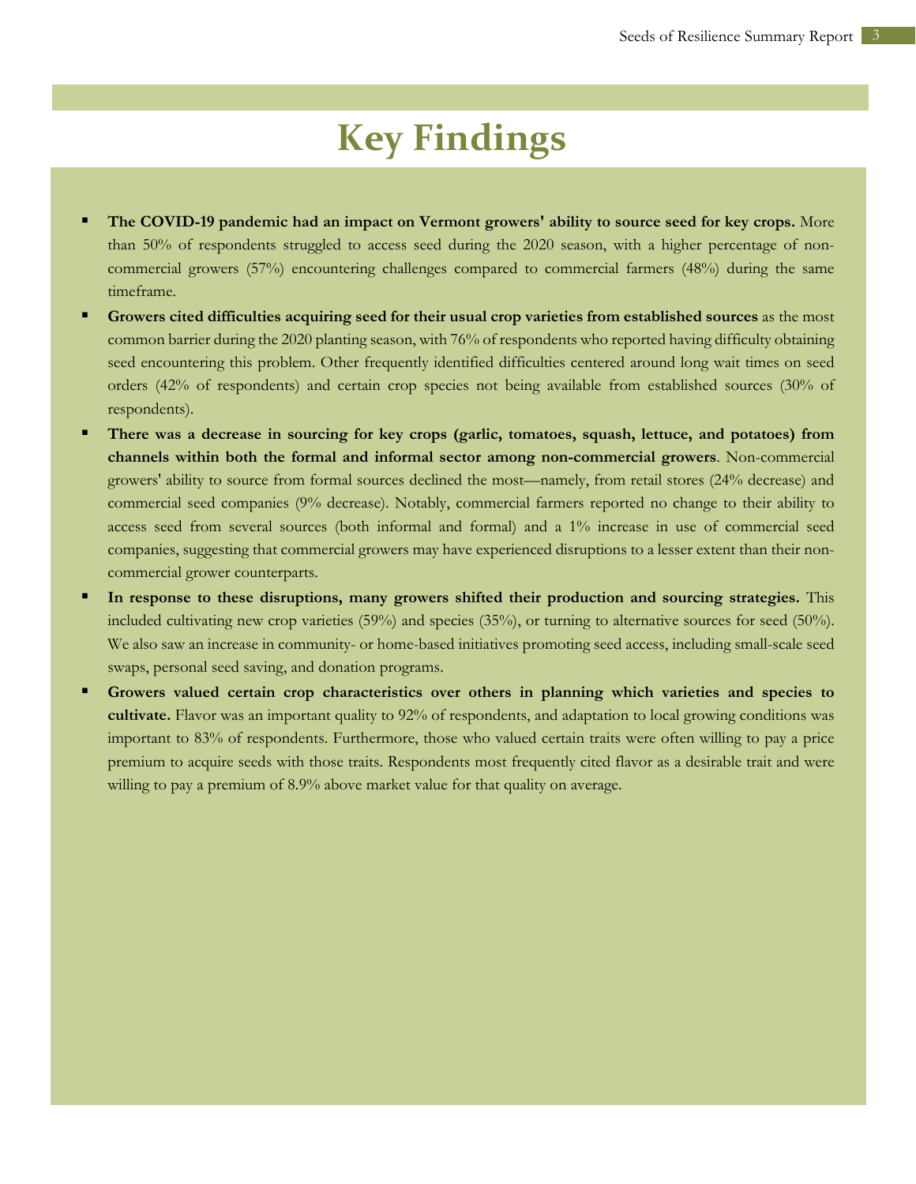# Key Findings

- **The COVID-19 pandemic had an impact on Vermont growers' ability to source seed for key crops.** More than 50% of respondents struggled to access seed during the 2020 season, with a higher percentage of non-commercial growers (57%) encountering challenges compared to commercial farmers (48%) during the same timeframe.
- **Growers cited difficulties acquiring seed for their usual crop varieties from established sources** as the most common barrier during the 2020 planting season, with 76% of respondents who reported having difficulty obtaining seed encountering this problem. Other frequently identified difficulties centered around long wait times on seed orders (42% of respondents) and certain crop species not being available from established sources (30% of respondents).
- **There was a decrease in sourcing for key crops (garlic, tomatoes, squash, lettuce, and potatoes) from channels within both the formal and informal sector among non-commercial growers**. Non-commercial growers' ability to source from formal sources declined the most—namely, from retail stores (24% decrease) and commercial seed companies (9% decrease). Notably, commercial farmers reported no change to their ability to access seed from several sources (both informal and formal) and a 1% increase in use of commercial seed companies, suggesting that commercial growers may have experienced disruptions to a lesser extent than their non-commercial grower counterparts.
- **In response to these disruptions, many growers shifted their production and sourcing strategies.** This included cultivating new crop varieties (59%) and species (35%), or turning to alternative sources for seed (50%). We also saw an increase in community- or home-based initiatives promoting seed access, including small-scale seed swaps, personal seed saving, and donation programs.
- **Growers valued certain crop characteristics over others in planning which varieties and species to cultivate.** Flavor was an important quality to 92% of respondents, and adaptation to local growing conditions was important to 83% of respondents. Furthermore, those who valued certain traits were often willing to pay a price premium to acquire seeds with those traits. Respondents most frequently cited flavor as a desirable trait and were willing to pay a premium of 8.9% above market value for that quality on average.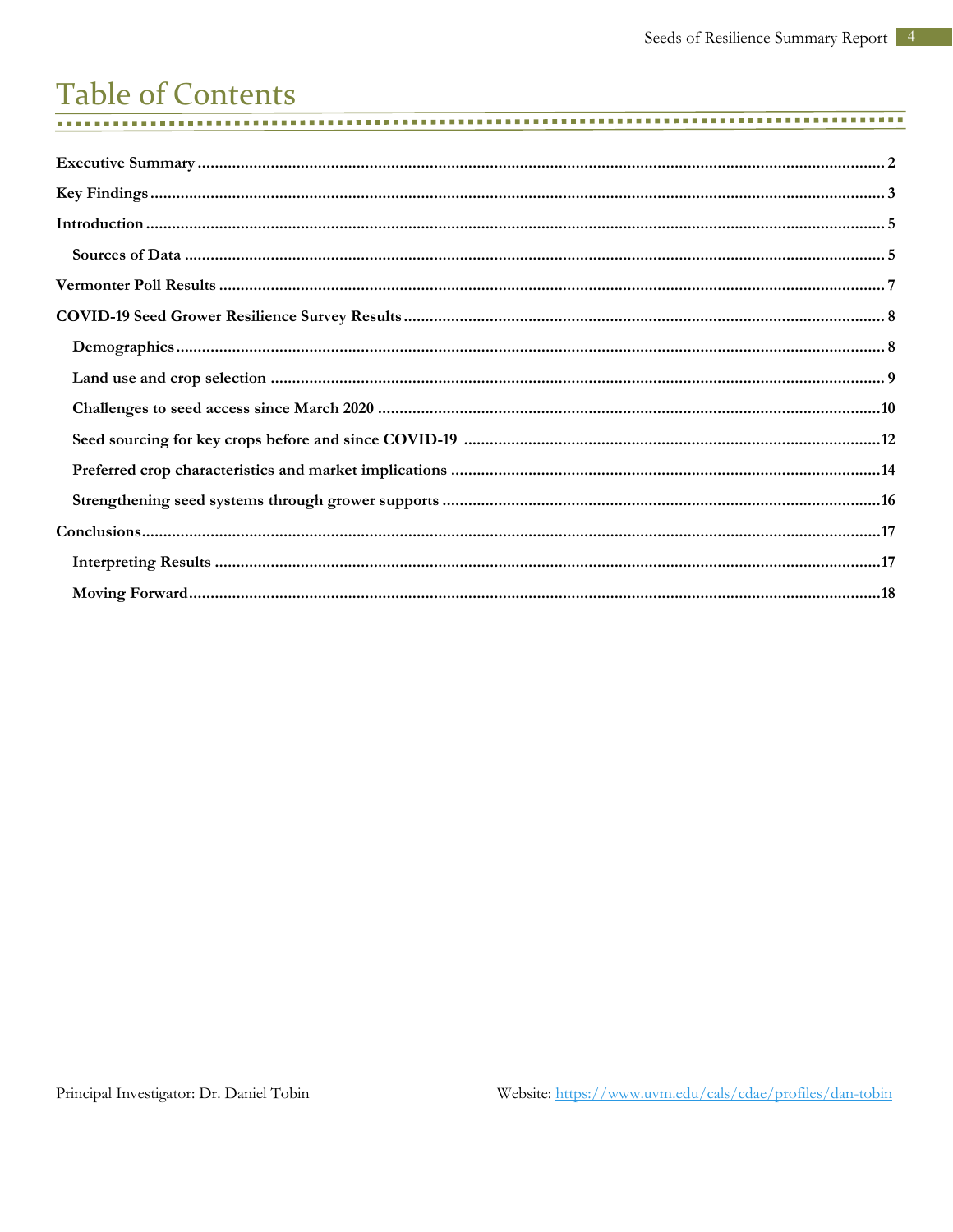# Table of Contents

Executive Summary ..... 2

Key Findings ..... 3

Introduction ..... 5

- Sources of Data ..... 5

Vermonter Poll Results ..... 7

COVID-19 Seed Grower Resilience Survey Results ..... 8

- Demographics ..... 8
- Land use and crop selection ..... 9
- Challenges to seed access since March 2020 ..... 10
- Seed sourcing for key crops before and since COVID-19 ..... 12
- Preferred crop characteristics and market implications ..... 14
- Strengthening seed systems through grower supports ..... 16

Conclusions ..... 17

- Interpreting Results ..... 17
- Moving Forward ..... 18

Principal Investigator: Dr. Daniel Tobin

Website: https://www.uvm.edu/cals/cdae/profiles/dan-tobin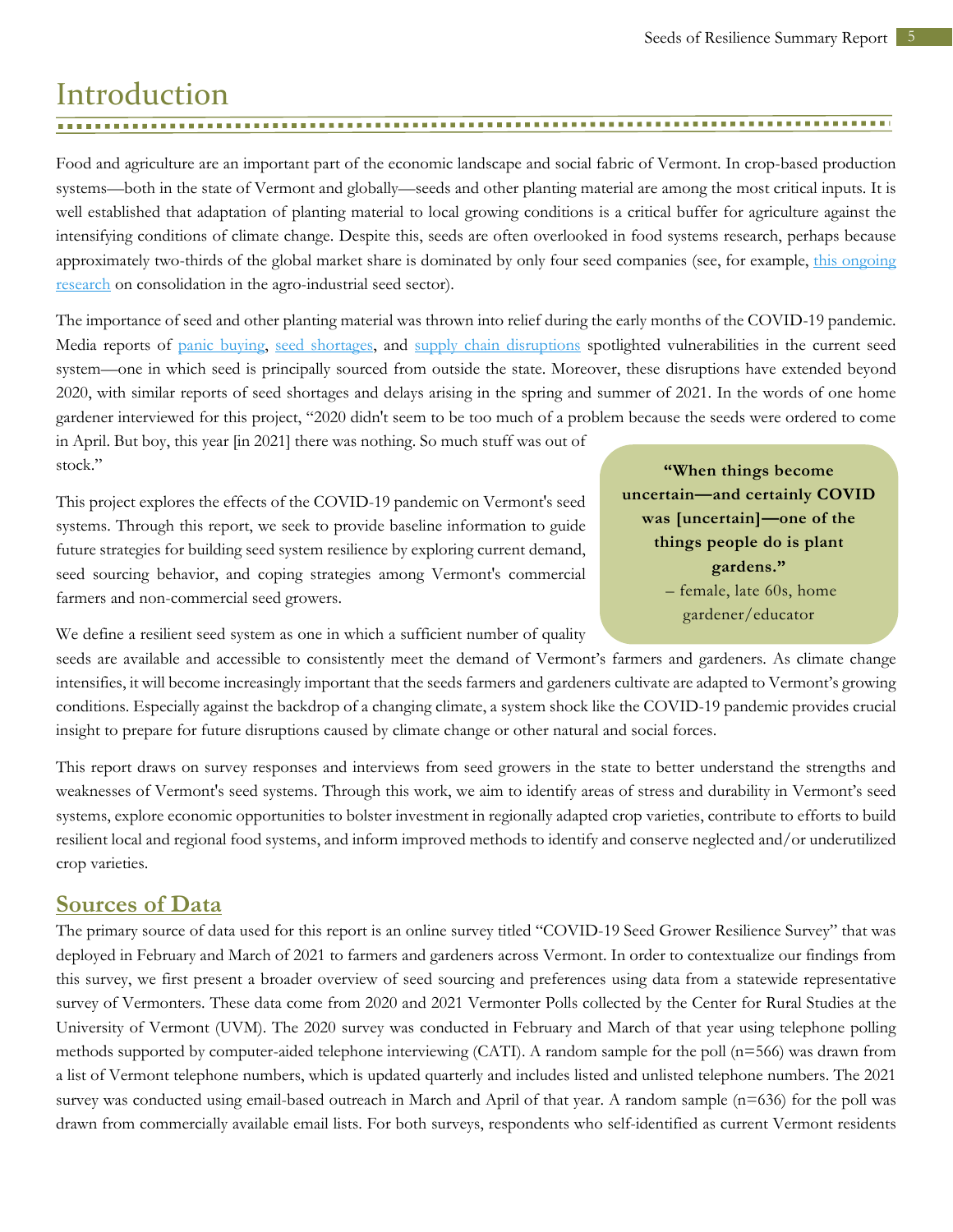# Introduction

Food and agriculture are an important part of the economic landscape and social fabric of Vermont. In crop-based production systems—both in the state of Vermont and globally—seeds and other planting material are among the most critical inputs. It is well established that adaptation of planting material to local growing conditions is a critical buffer for agriculture against the intensifying conditions of climate change. Despite this, seeds are often overlooked in food systems research, perhaps because approximately two-thirds of the global market share is dominated by only four seed companies (see, for example, this ongoing research on consolidation in the agro-industrial seed sector).

The importance of seed and other planting material was thrown into relief during the early months of the COVID-19 pandemic. Media reports of panic buying, seed shortages, and supply chain disruptions spotlighted vulnerabilities in the current seed system—one in which seed is principally sourced from outside the state. Moreover, these disruptions have extended beyond 2020, with similar reports of seed shortages and delays arising in the spring and summer of 2021. In the words of one home gardener interviewed for this project, "2020 didn't seem to be too much of a problem because the seeds were ordered to come in April. But boy, this year [in 2021] there was nothing. So much stuff was out of stock."

> **"When things become uncertain—and certainly COVID was [uncertain]—one of the things people do is plant gardens."**
> – female, late 60s, home gardener/educator

This project explores the effects of the COVID-19 pandemic on Vermont's seed systems. Through this report, we seek to provide baseline information to guide future strategies for building seed system resilience by exploring current demand, seed sourcing behavior, and coping strategies among Vermont's commercial farmers and non-commercial seed growers.

We define a resilient seed system as one in which a sufficient number of quality seeds are available and accessible to consistently meet the demand of Vermont's farmers and gardeners. As climate change intensifies, it will become increasingly important that the seeds farmers and gardeners cultivate are adapted to Vermont's growing conditions. Especially against the backdrop of a changing climate, a system shock like the COVID-19 pandemic provides crucial insight to prepare for future disruptions caused by climate change or other natural and social forces.

This report draws on survey responses and interviews from seed growers in the state to better understand the strengths and weaknesses of Vermont's seed systems. Through this work, we aim to identify areas of stress and durability in Vermont's seed systems, explore economic opportunities to bolster investment in regionally adapted crop varieties, contribute to efforts to build resilient local and regional food systems, and inform improved methods to identify and conserve neglected and/or underutilized crop varieties.

## Sources of Data

The primary source of data used for this report is an online survey titled "COVID-19 Seed Grower Resilience Survey" that was deployed in February and March of 2021 to farmers and gardeners across Vermont. In order to contextualize our findings from this survey, we first present a broader overview of seed sourcing and preferences using data from a statewide representative survey of Vermonters. These data come from 2020 and 2021 Vermonter Polls collected by the Center for Rural Studies at the University of Vermont (UVM). The 2020 survey was conducted in February and March of that year using telephone polling methods supported by computer-aided telephone interviewing (CATI). A random sample for the poll (n=566) was drawn from a list of Vermont telephone numbers, which is updated quarterly and includes listed and unlisted telephone numbers. The 2021 survey was conducted using email-based outreach in March and April of that year. A random sample (n=636) for the poll was drawn from commercially available email lists. For both surveys, respondents who self-identified as current Vermont residents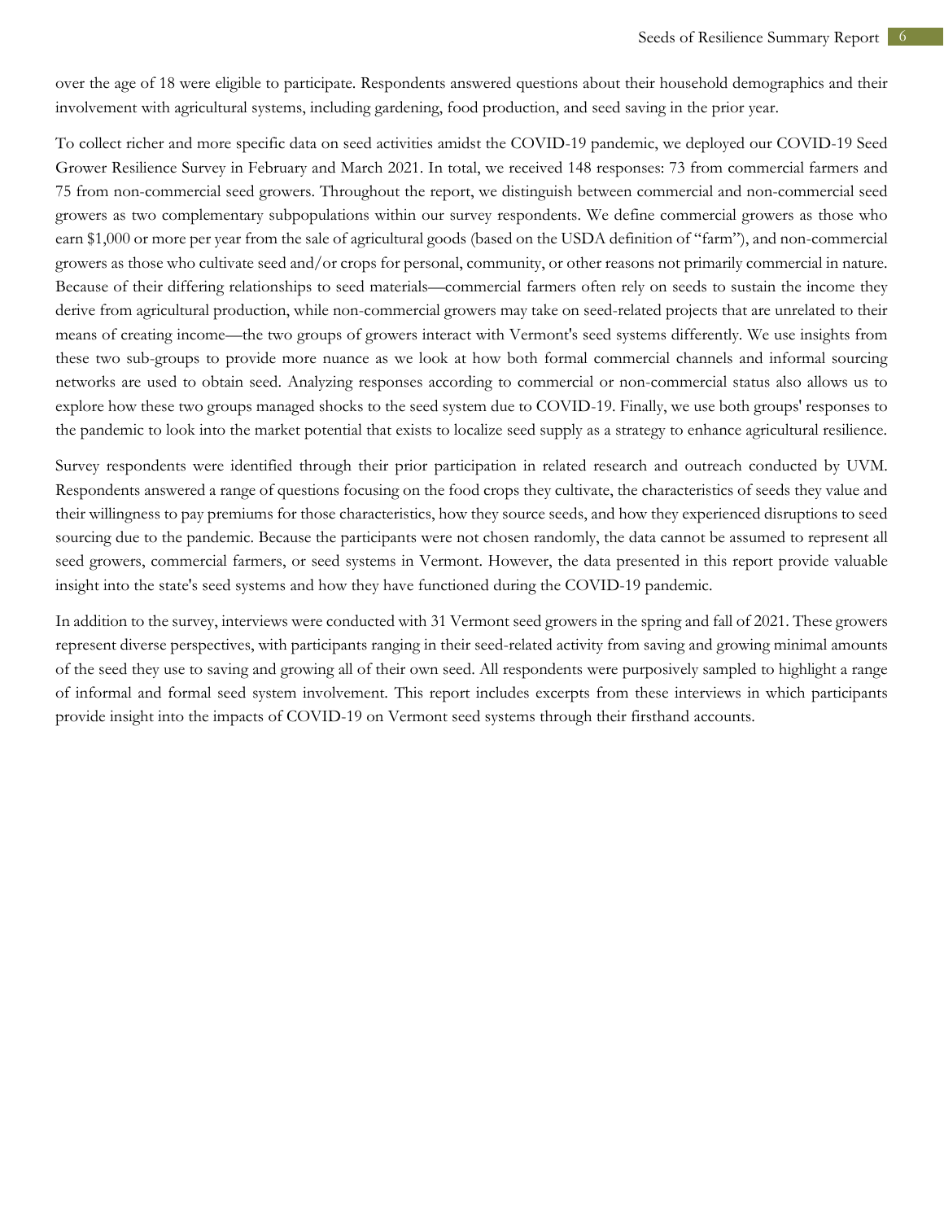over the age of 18 were eligible to participate. Respondents answered questions about their household demographics and their involvement with agricultural systems, including gardening, food production, and seed saving in the prior year.

To collect richer and more specific data on seed activities amidst the COVID-19 pandemic, we deployed our COVID-19 Seed Grower Resilience Survey in February and March 2021. In total, we received 148 responses: 73 from commercial farmers and 75 from non-commercial seed growers. Throughout the report, we distinguish between commercial and non-commercial seed growers as two complementary subpopulations within our survey respondents. We define commercial growers as those who earn $1,000 or more per year from the sale of agricultural goods (based on the USDA definition of "farm"), and non-commercial growers as those who cultivate seed and/or crops for personal, community, or other reasons not primarily commercial in nature. Because of their differing relationships to seed materials—commercial farmers often rely on seeds to sustain the income they derive from agricultural production, while non-commercial growers may take on seed-related projects that are unrelated to their means of creating income—the two groups of growers interact with Vermont's seed systems differently. We use insights from these two sub-groups to provide more nuance as we look at how both formal commercial channels and informal sourcing networks are used to obtain seed. Analyzing responses according to commercial or non-commercial status also allows us to explore how these two groups managed shocks to the seed system due to COVID-19. Finally, we use both groups' responses to the pandemic to look into the market potential that exists to localize seed supply as a strategy to enhance agricultural resilience.

Survey respondents were identified through their prior participation in related research and outreach conducted by UVM. Respondents answered a range of questions focusing on the food crops they cultivate, the characteristics of seeds they value and their willingness to pay premiums for those characteristics, how they source seeds, and how they experienced disruptions to seed sourcing due to the pandemic. Because the participants were not chosen randomly, the data cannot be assumed to represent all seed growers, commercial farmers, or seed systems in Vermont. However, the data presented in this report provide valuable insight into the state's seed systems and how they have functioned during the COVID-19 pandemic.

In addition to the survey, interviews were conducted with 31 Vermont seed growers in the spring and fall of 2021. These growers represent diverse perspectives, with participants ranging in their seed-related activity from saving and growing minimal amounts of the seed they use to saving and growing all of their own seed. All respondents were purposively sampled to highlight a range of informal and formal seed system involvement. This report includes excerpts from these interviews in which participants provide insight into the impacts of COVID-19 on Vermont seed systems through their firsthand accounts.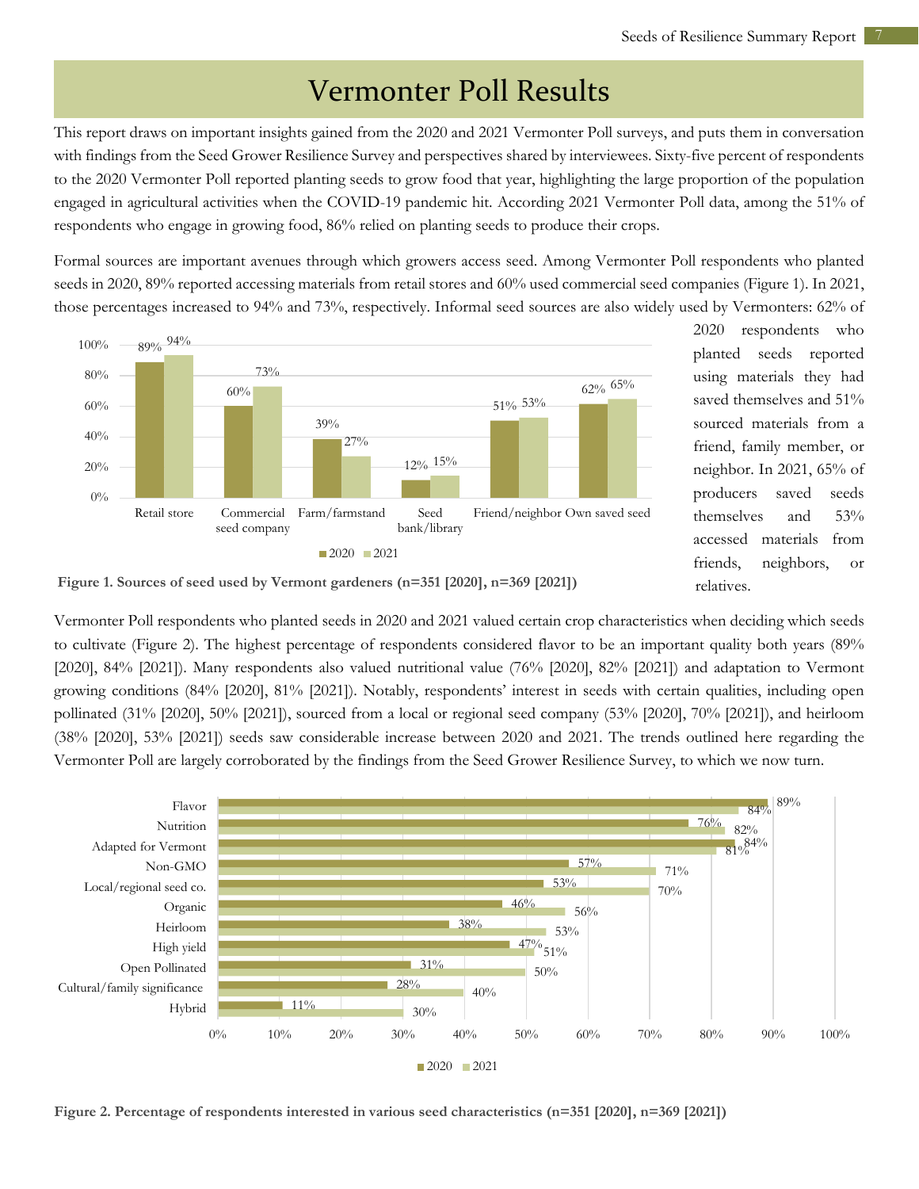# Vermonter Poll Results

This report draws on important insights gained from the 2020 and 2021 Vermonter Poll surveys, and puts them in conversation with findings from the Seed Grower Resilience Survey and perspectives shared by interviewees. Sixty-five percent of respondents to the 2020 Vermonter Poll reported planting seeds to grow food that year, highlighting the large proportion of the population engaged in agricultural activities when the COVID-19 pandemic hit. According 2021 Vermonter Poll data, among the 51% of respondents who engage in growing food, 86% relied on planting seeds to produce their crops.

Formal sources are important avenues through which growers access seed. Among Vermonter Poll respondents who planted seeds in 2020, 89% reported accessing materials from retail stores and 60% used commercial seed companies (Figure 1). In 2021, those percentages increased to 94% and 73%, respectively. Informal seed sources are also widely used by Vermonters: 62% of 2020 respondents who planted seeds reported using materials they had saved themselves and 51% sourced materials from a friend, family member, or neighbor. In 2021, 65% of producers saved seeds themselves and 53% accessed materials from friends, neighbors, or relatives.

| Source | 2020 | 2021 |
|---|---|---|
| Retail store | 89% | 94% |
| Commercial seed company | 60% | 73% |
| Farm/farmstand | 39% | 27% |
| Seed bank/library | 12% | 15% |
| Friend/neighbor | 51% | 53% |
| Own saved seed | 62% | 65% |

**Figure 1. Sources of seed used by Vermont gardeners (n=351 [2020], n=369 [2021])**

Vermonter Poll respondents who planted seeds in 2020 and 2021 valued certain crop characteristics when deciding which seeds to cultivate (Figure 2). The highest percentage of respondents considered flavor to be an important quality both years (89% [2020], 84% [2021]). Many respondents also valued nutritional value (76% [2020], 82% [2021]) and adaptation to Vermont growing conditions (84% [2020], 81% [2021]). Notably, respondents' interest in seeds with certain qualities, including open pollinated (31% [2020], 50% [2021]), sourced from a local or regional seed company (53% [2020], 70% [2021]), and heirloom (38% [2020], 53% [2021]) seeds saw considerable increase between 2020 and 2021. The trends outlined here regarding the Vermonter Poll are largely corroborated by the findings from the Seed Grower Resilience Survey, to which we now turn.

| Characteristic | 2020 | 2021 |
|---|---|---|
| Flavor | 89% | 84% |
| Nutrition | 76% | 82% |
| Adapted for Vermont | 84% | 81% |
| Non-GMO | 57% | 71% |
| Local/regional seed co. | 53% | 70% |
| Organic | 46% | 56% |
| Heirloom | 38% | 53% |
| High yield | 47% | 51% |
| Open Pollinated | 31% | 50% |
| Cultural/family significance | 28% | 40% |
| Hybrid | 11% | 30% |

**Figure 2. Percentage of respondents interested in various seed characteristics (n=351 [2020], n=369 [2021])**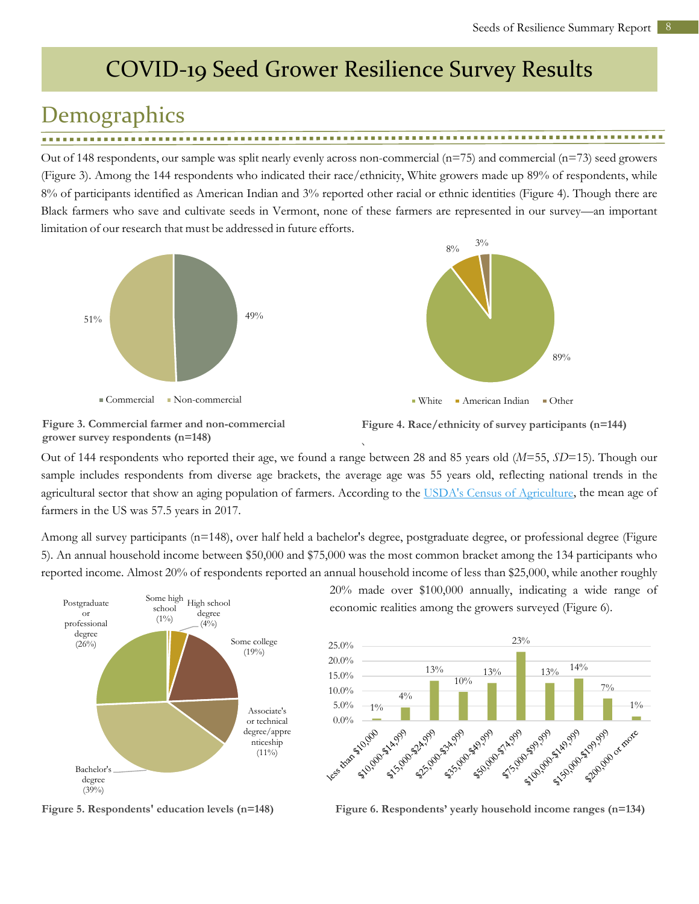# COVID-19 Seed Grower Resilience Survey Results

## Demographics

Out of 148 respondents, our sample was split nearly evenly across non-commercial (n=75) and commercial (n=73) seed growers (Figure 3). Among the 144 respondents who indicated their race/ethnicity, White growers made up 89% of respondents, while 8% of participants identified as American Indian and 3% reported other racial or ethnic identities (Figure 4). Though there are Black farmers who save and cultivate seeds in Vermont, none of these farmers are represented in our survey—an important limitation of our research that must be addressed in future efforts.

**Figure 3. Commercial farmer and non-commercial grower survey respondents (n=148)**

**Figure 4. Race/ethnicity of survey participants (n=144)**

Out of 144 respondents who reported their age, we found a range between 28 and 85 years old (*M*=55, *SD*=15). Though our sample includes respondents from diverse age brackets, the average age was 55 years old, reflecting national trends in the agricultural sector that show an aging population of farmers. According to the USDA's Census of Agriculture, the mean age of farmers in the US was 57.5 years in 2017.

Among all survey participants (n=148), over half held a bachelor's degree, postgraduate degree, or professional degree (Figure 5). An annual household income between $50,000 and $75,000 was the most common bracket among the 134 participants who reported income. Almost 20% of respondents reported an annual household income of less than $25,000, while another roughly 20% made over $100,000 annually, indicating a wide range of economic realities among the growers surveyed (Figure 6).

**Figure 5. Respondents' education levels (n=148)**

**Figure 6. Respondents' yearly household income ranges (n=134)**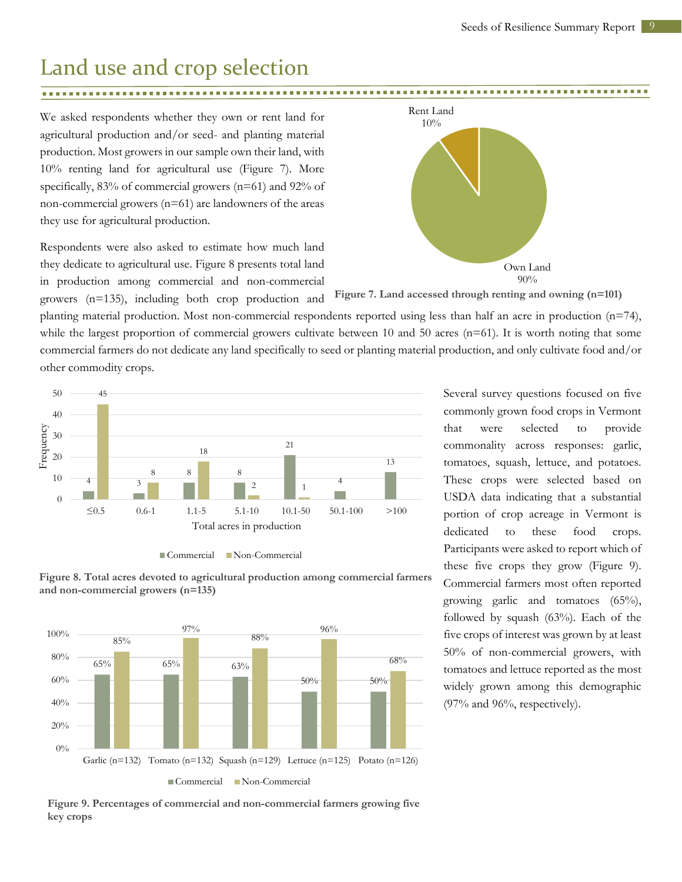# Land use and crop selection

We asked respondents whether they own or rent land for agricultural production and/or seed- and planting material production. Most growers in our sample own their land, with 10% renting land for agricultural use (Figure 7). More specifically, 83% of commercial growers (n=61) and 92% of non-commercial growers (n=61) are landowners of the areas they use for agricultural production.

Rent Land 10%

Own Land 90%

**Figure 7. Land accessed through renting and owning (n=101)**

Respondents were also asked to estimate how much land they dedicate to agricultural use. Figure 8 presents total land in production among commercial and non-commercial growers (n=135), including both crop production and planting material production. Most non-commercial respondents reported using less than half an acre in production (n=74), while the largest proportion of commercial growers cultivate between 10 and 50 acres (n=61). It is worth noting that some commercial farmers do not dedicate any land specifically to seed or planting material production, and only cultivate food and/or other commodity crops.

| Total acres in production | Commercial | Non-Commercial |
|---|---|---|
| ≤0.5 | 4 | 45 |
| 0.6-1 | 3 | 8 |
| 1.1-5 | 8 | 18 |
| 5.1-10 | 8 | 2 |
| 10.1-50 | 21 | 1 |
| 50.1-100 | 4 | |
| >100 | 13 | |

**Figure 8. Total acres devoted to agricultural production among commercial farmers and non-commercial growers (n=135)**

Several survey questions focused on five commonly grown food crops in Vermont that were selected to provide commonality across responses: garlic, tomatoes, squash, lettuce, and potatoes. These crops were selected based on USDA data indicating that a substantial portion of crop acreage in Vermont is dedicated to these food crops. Participants were asked to report which of these five crops they grow (Figure 9). Commercial farmers most often reported growing garlic and tomatoes (65%), followed by squash (63%). Each of the five crops of interest was grown by at least 50% of non-commercial growers, with tomatoes and lettuce reported as the most widely grown among this demographic (97% and 96%, respectively).

| Crop | Commercial | Non-Commercial |
|---|---|---|
| Garlic (n=132) | 65% | 85% |
| Tomato (n=132) | 65% | 97% |
| Squash (n=129) | 63% | 88% |
| Lettuce (n=125) | 50% | 96% |
| Potato (n=126) | 50% | 68% |

**Figure 9. Percentages of commercial and non-commercial farmers growing five key crops**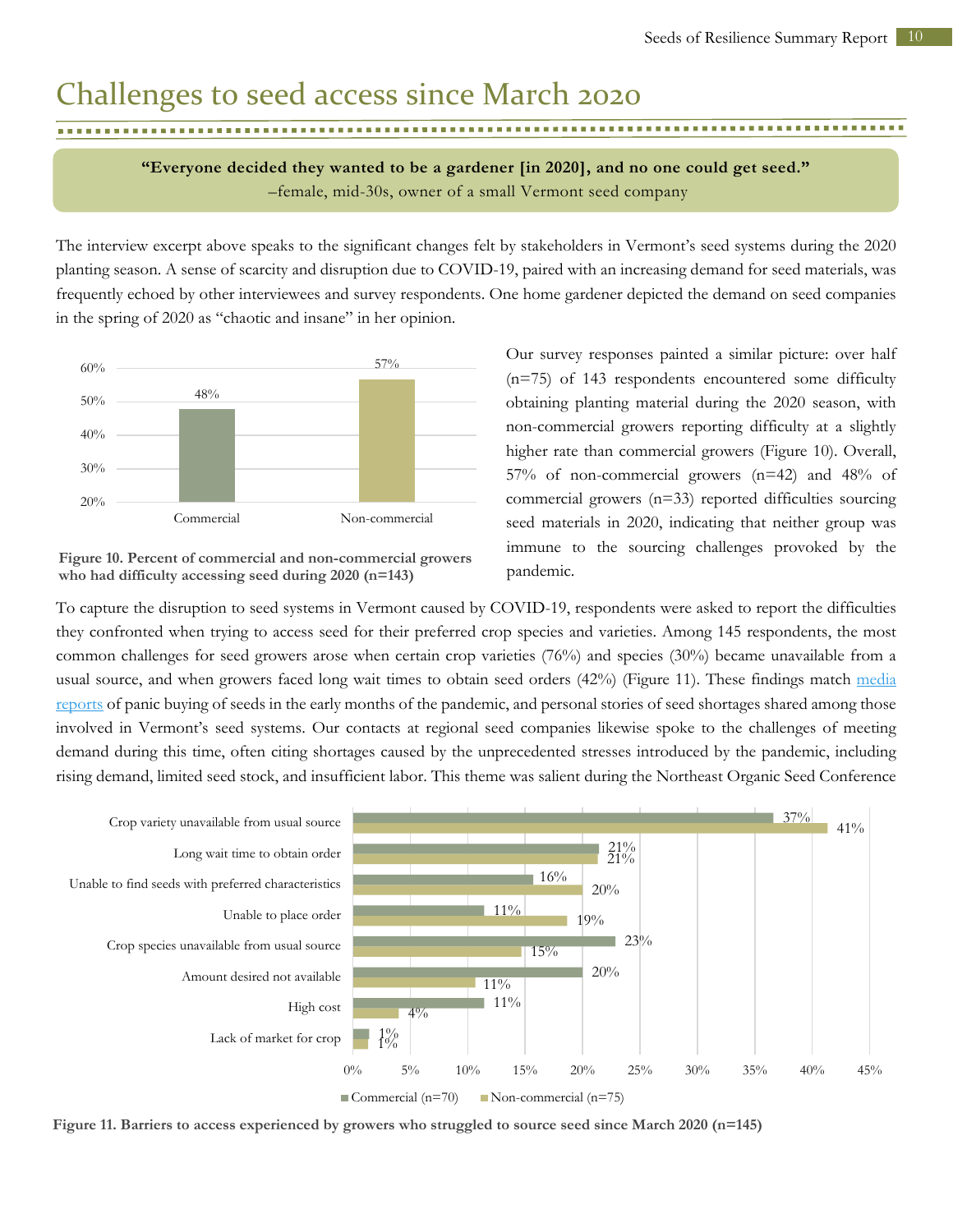# Challenges to seed access since March 2020

> **"Everyone decided they wanted to be a gardener [in 2020], and no one could get seed."**
> –female, mid-30s, owner of a small Vermont seed company

The interview excerpt above speaks to the significant changes felt by stakeholders in Vermont's seed systems during the 2020 planting season. A sense of scarcity and disruption due to COVID-19, paired with an increasing demand for seed materials, was frequently echoed by other interviewees and survey respondents. One home gardener depicted the demand on seed companies in the spring of 2020 as "chaotic and insane" in her opinion.

| | Commercial | Non-commercial |
|---|---|---|
| Had difficulty accessing seed | 48% | 57% |

**Figure 10. Percent of commercial and non-commercial growers who had difficulty accessing seed during 2020 (n=143)**

Our survey responses painted a similar picture: over half (n=75) of 143 respondents encountered some difficulty obtaining planting material during the 2020 season, with non-commercial growers reporting difficulty at a slightly higher rate than commercial growers (Figure 10). Overall, 57% of non-commercial growers (n=42) and 48% of commercial growers (n=33) reported difficulties sourcing seed materials in 2020, indicating that neither group was immune to the sourcing challenges provoked by the pandemic.

To capture the disruption to seed systems in Vermont caused by COVID-19, respondents were asked to report the difficulties they confronted when trying to access seed for their preferred crop species and varieties. Among 145 respondents, the most common challenges for seed growers arose when certain crop varieties (76%) and species (30%) became unavailable from a usual source, and when growers faced long wait times to obtain seed orders (42%) (Figure 11). These findings match media reports of panic buying of seeds in the early months of the pandemic, and personal stories of seed shortages shared among those involved in Vermont's seed systems. Our contacts at regional seed companies likewise spoke to the challenges of meeting demand during this time, often citing shortages caused by the unprecedented stresses introduced by the pandemic, including rising demand, limited seed stock, and insufficient labor. This theme was salient during the Northeast Organic Seed Conference

| Barrier | Commercial (n=70) | Non-commercial (n=75) |
|---|---|---|
| Crop variety unavailable from usual source | 37% | 41% |
| Long wait time to obtain order | 21% | 21% |
| Unable to find seeds with preferred characteristics | 16% | 20% |
| Unable to place order | 11% | 19% |
| Crop species unavailable from usual source | 23% | 15% |
| Amount desired not available | 20% | 11% |
| High cost | 11% | 4% |
| Lack of market for crop | 1% | 1% |

**Figure 11. Barriers to access experienced by growers who struggled to source seed since March 2020 (n=145)**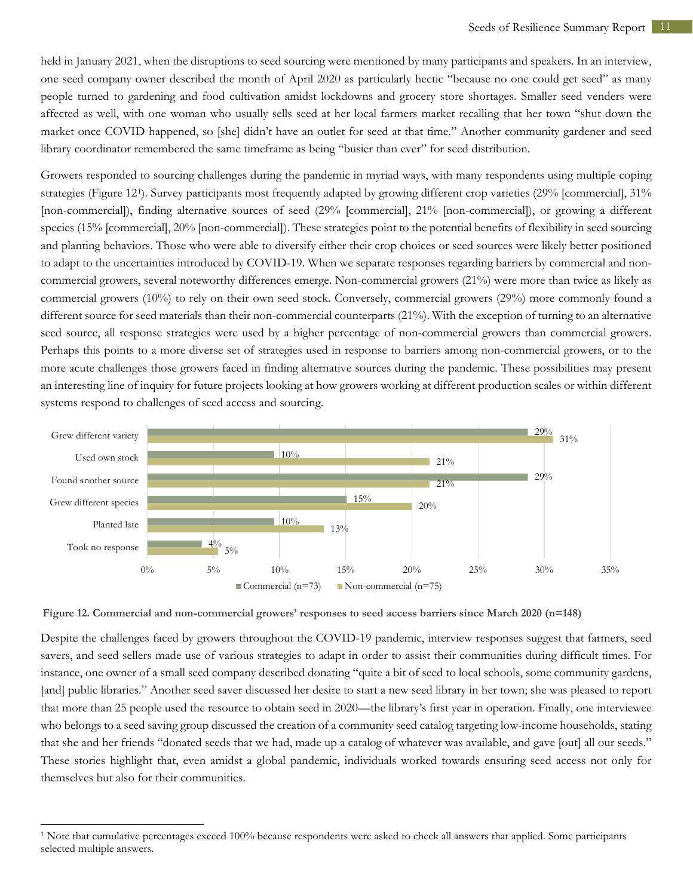held in January 2021, when the disruptions to seed sourcing were mentioned by many participants and speakers. In an interview, one seed company owner described the month of April 2020 as particularly hectic "because no one could get seed" as many people turned to gardening and food cultivation amidst lockdowns and grocery store shortages. Smaller seed venders were affected as well, with one woman who usually sells seed at her local farmers market recalling that her town "shut down the market once COVID happened, so [she] didn't have an outlet for seed at that time." Another community gardener and seed library coordinator remembered the same timeframe as being "busier than ever" for seed distribution.

Growers responded to sourcing challenges during the pandemic in myriad ways, with many respondents using multiple coping strategies (Figure 12[1]). Survey participants most frequently adapted by growing different crop varieties (29% [commercial], 31% [non-commercial]), finding alternative sources of seed (29% [commercial], 21% [non-commercial]), or growing a different species (15% [commercial], 20% [non-commercial]). These strategies point to the potential benefits of flexibility in seed sourcing and planting behaviors. Those who were able to diversify either their crop choices or seed sources were likely better positioned to adapt to the uncertainties introduced by COVID-19. When we separate responses regarding barriers by commercial and non-commercial growers, several noteworthy differences emerge. Non-commercial growers (21%) were more than twice as likely as commercial growers (10%) to rely on their own seed stock. Conversely, commercial growers (29%) more commonly found a different source for seed materials than their non-commercial counterparts (21%). With the exception of turning to an alternative seed source, all response strategies were used by a higher percentage of non-commercial growers than commercial growers. Perhaps this points to a more diverse set of strategies used in response to barriers among non-commercial growers, or to the more acute challenges those growers faced in finding alternative sources during the pandemic. These possibilities may present an interesting line of inquiry for future projects looking at how growers working at different production scales or within different systems respond to challenges of seed access and sourcing.

| Response | Commercial (n=73) | Non-commercial (n=75) |
|---|---|---|
| Grew different variety | 29% | 31% |
| Used own stock | 10% | 21% |
| Found another source | 29% | 21% |
| Grew different species | 15% | 20% |
| Planted late | 10% | 13% |
| Took no response | 4% | 5% |

**Figure 12. Commercial and non-commercial growers' responses to seed access barriers since March 2020 (n=148)**

Despite the challenges faced by growers throughout the COVID-19 pandemic, interview responses suggest that farmers, seed savers, and seed sellers made use of various strategies to adapt in order to assist their communities during difficult times. For instance, one owner of a small seed company described donating "quite a bit of seed to local schools, some community gardens, [and] public libraries." Another seed saver discussed her desire to start a new seed library in her town; she was pleased to report that more than 25 people used the resource to obtain seed in 2020—the library's first year in operation. Finally, one interviewee who belongs to a seed saving group discussed the creation of a community seed catalog targeting low-income households, stating that she and her friends "donated seeds that we had, made up a catalog of whatever was available, and gave [out] all our seeds." These stories highlight that, even amidst a global pandemic, individuals worked towards ensuring seed access not only for themselves but also for their communities.

[1] Note that cumulative percentages exceed 100% because respondents were asked to check all answers that applied. Some participants selected multiple answers.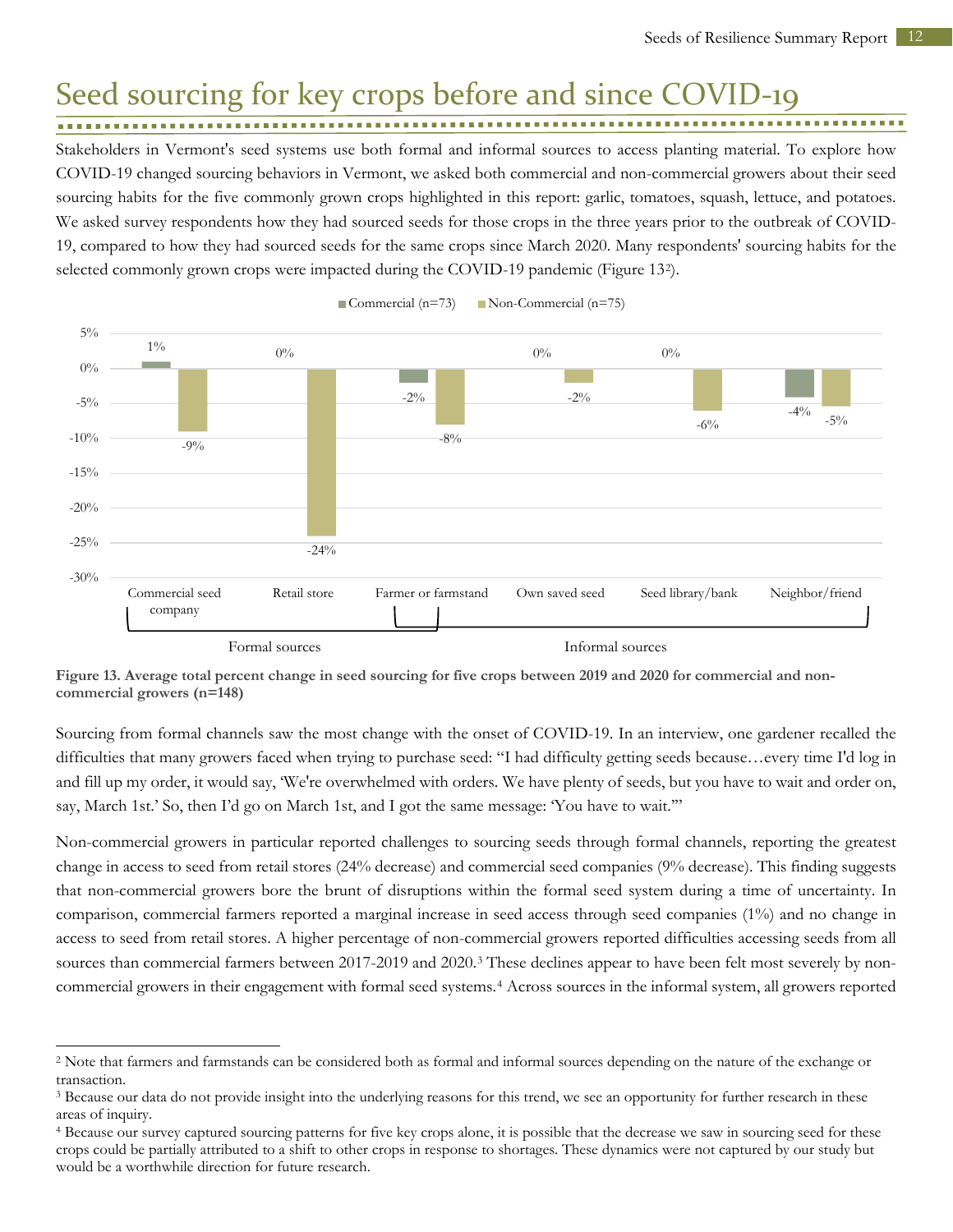# Seed sourcing for key crops before and since COVID-19

Stakeholders in Vermont's seed systems use both formal and informal sources to access planting material. To explore how COVID-19 changed sourcing behaviors in Vermont, we asked both commercial and non-commercial growers about their seed sourcing habits for the five commonly grown crops highlighted in this report: garlic, tomatoes, squash, lettuce, and potatoes. We asked survey respondents how they had sourced seeds for those crops in the three years prior to the outbreak of COVID-19, compared to how they had sourced seeds for the same crops since March 2020. Many respondents' sourcing habits for the selected commonly grown crops were impacted during the COVID-19 pandemic (Figure 13[2]).

| Source | Source type | Commercial (n=73) | Non-Commercial (n=75) |
|---|---|---|---|
| Commercial seed company | Formal sources | 1% | -9% |
| Retail store | Formal sources | 0% | -24% |
| Farmer or farmstand | Formal sources / Informal sources | -2% | -8% |
| Own saved seed | Informal sources | 0% | -2% |
| Seed library/bank | Informal sources | 0% | -6% |
| Neighbor/friend | Informal sources | -4% | -5% |

**Figure 13. Average total percent change in seed sourcing for five crops between 2019 and 2020 for commercial and non-commercial growers (n=148)**

Sourcing from formal channels saw the most change with the onset of COVID-19. In an interview, one gardener recalled the difficulties that many growers faced when trying to purchase seed: "I had difficulty getting seeds because…every time I'd log in and fill up my order, it would say, 'We're overwhelmed with orders. We have plenty of seeds, but you have to wait and order on, say, March 1st.' So, then I'd go on March 1st, and I got the same message: 'You have to wait.'"

Non-commercial growers in particular reported challenges to sourcing seeds through formal channels, reporting the greatest change in access to seed from retail stores (24% decrease) and commercial seed companies (9% decrease). This finding suggests that non-commercial growers bore the brunt of disruptions within the formal seed system during a time of uncertainty. In comparison, commercial farmers reported a marginal increase in seed access through seed companies (1%) and no change in access to seed from retail stores. A higher percentage of non-commercial growers reported difficulties accessing seeds from all sources than commercial farmers between 2017-2019 and 2020.[3] These declines appear to have been felt most severely by non-commercial growers in their engagement with formal seed systems.[4] Across sources in the informal system, all growers reported

---

[2] Note that farmers and farmstands can be considered both as formal and informal sources depending on the nature of the exchange or transaction.

[3] Because our data do not provide insight into the underlying reasons for this trend, we see an opportunity for further research in these areas of inquiry.

[4] Because our survey captured sourcing patterns for five key crops alone, it is possible that the decrease we saw in sourcing seed for these crops could be partially attributed to a shift to other crops in response to shortages. These dynamics were not captured by our study but would be a worthwhile direction for future research.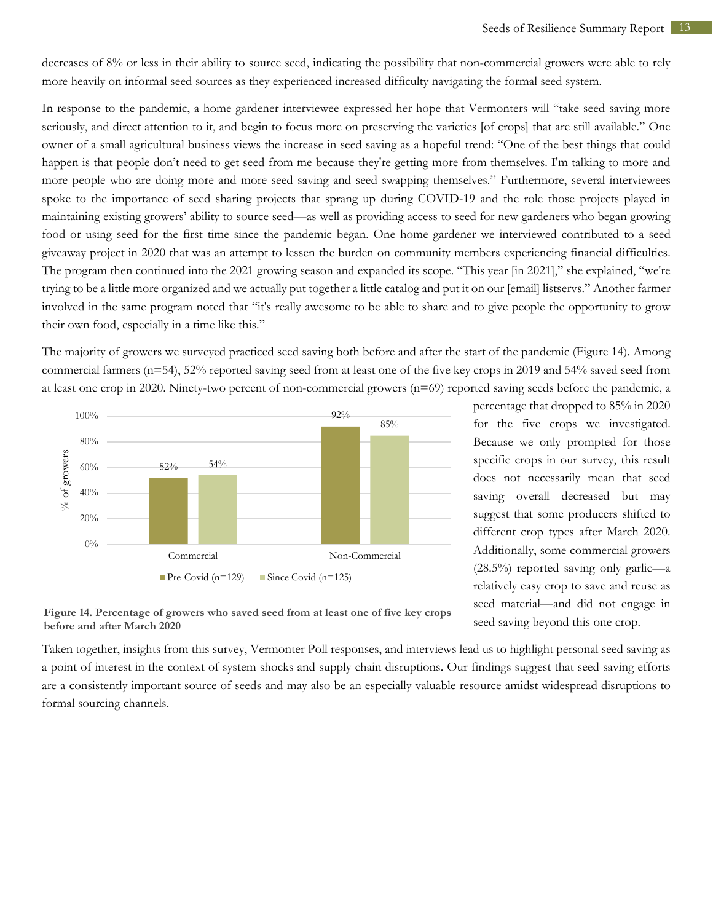decreases of 8% or less in their ability to source seed, indicating the possibility that non-commercial growers were able to rely more heavily on informal seed sources as they experienced increased difficulty navigating the formal seed system.

In response to the pandemic, a home gardener interviewee expressed her hope that Vermonters will "take seed saving more seriously, and direct attention to it, and begin to focus more on preserving the varieties [of crops] that are still available." One owner of a small agricultural business views the increase in seed saving as a hopeful trend: "One of the best things that could happen is that people don't need to get seed from me because they're getting more from themselves. I'm talking to more and more people who are doing more and more seed saving and seed swapping themselves." Furthermore, several interviewees spoke to the importance of seed sharing projects that sprang up during COVID-19 and the role those projects played in maintaining existing growers' ability to source seed—as well as providing access to seed for new gardeners who began growing food or using seed for the first time since the pandemic began. One home gardener we interviewed contributed to a seed giveaway project in 2020 that was an attempt to lessen the burden on community members experiencing financial difficulties. The program then continued into the 2021 growing season and expanded its scope. "This year [in 2021]," she explained, "we're trying to be a little more organized and we actually put together a little catalog and put it on our [email] listservs." Another farmer involved in the same program noted that "it's really awesome to be able to share and to give people the opportunity to grow their own food, especially in a time like this."

The majority of growers we surveyed practiced seed saving both before and after the start of the pandemic (Figure 14). Among commercial farmers (n=54), 52% reported saving seed from at least one of the five key crops in 2019 and 54% saved seed from at least one crop in 2020. Ninety-two percent of non-commercial growers (n=69) reported saving seeds before the pandemic, a percentage that dropped to 85% in 2020 for the five crops we investigated. Because we only prompted for those specific crops in our survey, this result does not necessarily mean that seed saving overall decreased but may suggest that some producers shifted to different crop types after March 2020. Additionally, some commercial growers (28.5%) reported saving only garlic—a relatively easy crop to save and reuse as seed material—and did not engage in seed saving beyond this one crop.

| % of growers | Pre-Covid (n=129) | Since Covid (n=125) |
|---|---|---|
| Commercial | 52% | 54% |
| Non-Commercial | 92% | 85% |

**Figure 14. Percentage of growers who saved seed from at least one of five key crops before and after March 2020**

Taken together, insights from this survey, Vermonter Poll responses, and interviews lead us to highlight personal seed saving as a point of interest in the context of system shocks and supply chain disruptions. Our findings suggest that seed saving efforts are a consistently important source of seeds and may also be an especially valuable resource amidst widespread disruptions to formal sourcing channels.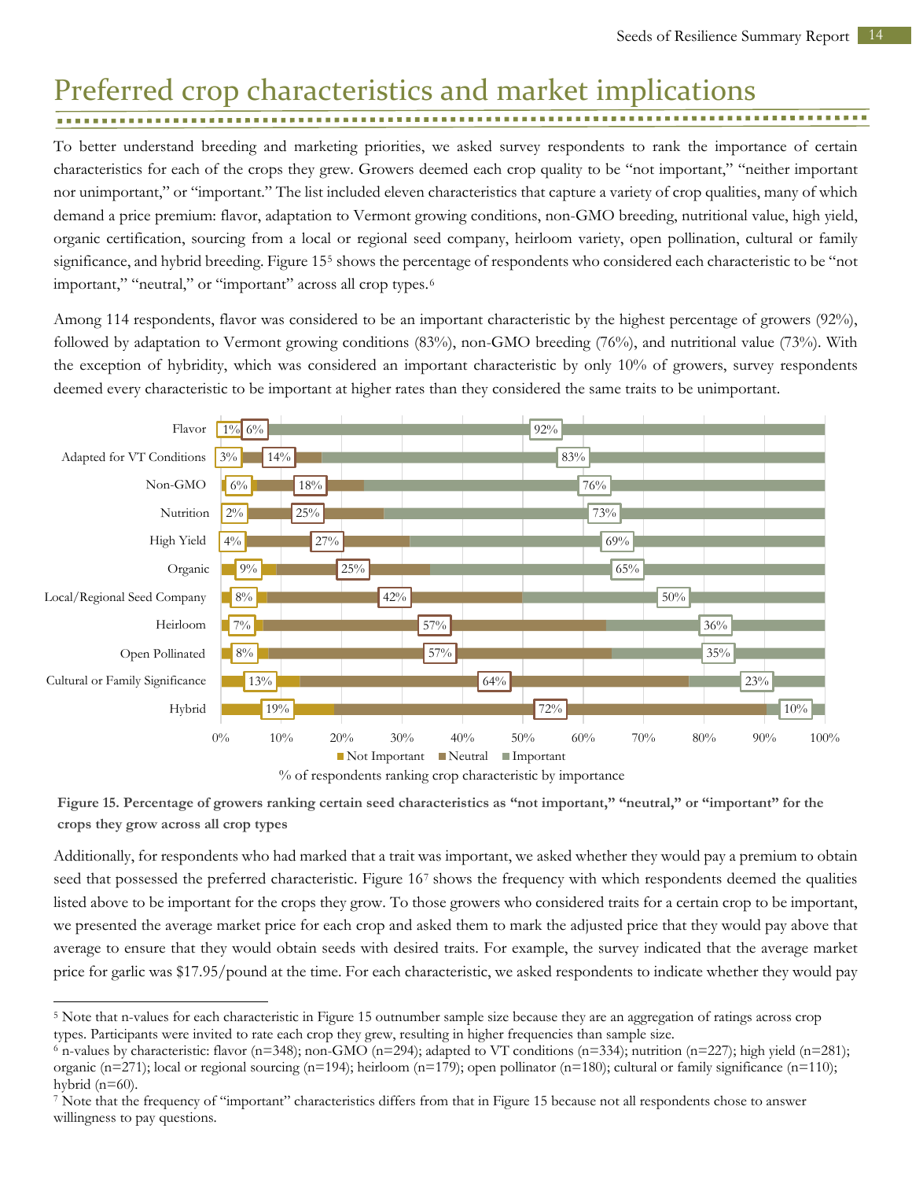# Preferred crop characteristics and market implications

To better understand breeding and marketing priorities, we asked survey respondents to rank the importance of certain characteristics for each of the crops they grew. Growers deemed each crop quality to be "not important," "neither important nor unimportant," or "important." The list included eleven characteristics that capture a variety of crop qualities, many of which demand a price premium: flavor, adaptation to Vermont growing conditions, non-GMO breeding, nutritional value, high yield, organic certification, sourcing from a local or regional seed company, heirloom variety, open pollination, cultural or family significance, and hybrid breeding. Figure 15[5] shows the percentage of respondents who considered each characteristic to be "not important," "neutral," or "important" across all crop types.[6]

Among 114 respondents, flavor was considered to be an important characteristic by the highest percentage of growers (92%), followed by adaptation to Vermont growing conditions (83%), non-GMO breeding (76%), and nutritional value (73%). With the exception of hybridity, which was considered an important characteristic by only 10% of growers, survey respondents deemed every characteristic to be important at higher rates than they considered the same traits to be unimportant.

| Characteristic | Not Important | Neutral | Important |
|---|---|---|---|
| Flavor | 1% | 6% | 92% |
| Adapted for VT Conditions | 3% | 14% | 83% |
| Non-GMO | 6% | 18% | 76% |
| Nutrition | 2% | 25% | 73% |
| High Yield | 4% | 27% | 69% |
| Organic | 9% | 25% | 65% |
| Local/Regional Seed Company | 8% | 42% | 50% |
| Heirloom | 7% | 57% | 36% |
| Open Pollinated | 8% | 57% | 35% |
| Cultural or Family Significance | 13% | 64% | 23% |
| Hybrid | 19% | 72% | 10% |

% of respondents ranking crop characteristic by importance

**Figure 15. Percentage of growers ranking certain seed characteristics as "not important," "neutral," or "important" for the crops they grow across all crop types**

Additionally, for respondents who had marked that a trait was important, we asked whether they would pay a premium to obtain seed that possessed the preferred characteristic. Figure 16[7] shows the frequency with which respondents deemed the qualities listed above to be important for the crops they grow. To those growers who considered traits for a certain crop to be important, we presented the average market price for each crop and asked them to mark the adjusted price that they would pay above that average to ensure that they would obtain seeds with desired traits. For example, the survey indicated that the average market price for garlic was $17.95/pound at the time. For each characteristic, we asked respondents to indicate whether they would pay

---

[5] Note that n-values for each characteristic in Figure 15 outnumber sample size because they are an aggregation of ratings across crop types. Participants were invited to rate each crop they grew, resulting in higher frequencies than sample size.

[6] n-values by characteristic: flavor (n=348); non-GMO (n=294); adapted to VT conditions (n=334); nutrition (n=227); high yield (n=281); organic (n=271); local or regional sourcing (n=194); heirloom (n=179); open pollinator (n=180); cultural or family significance (n=110); hybrid (n=60).

[7] Note that the frequency of "important" characteristics differs from that in Figure 15 because not all respondents chose to answer willingness to pay questions.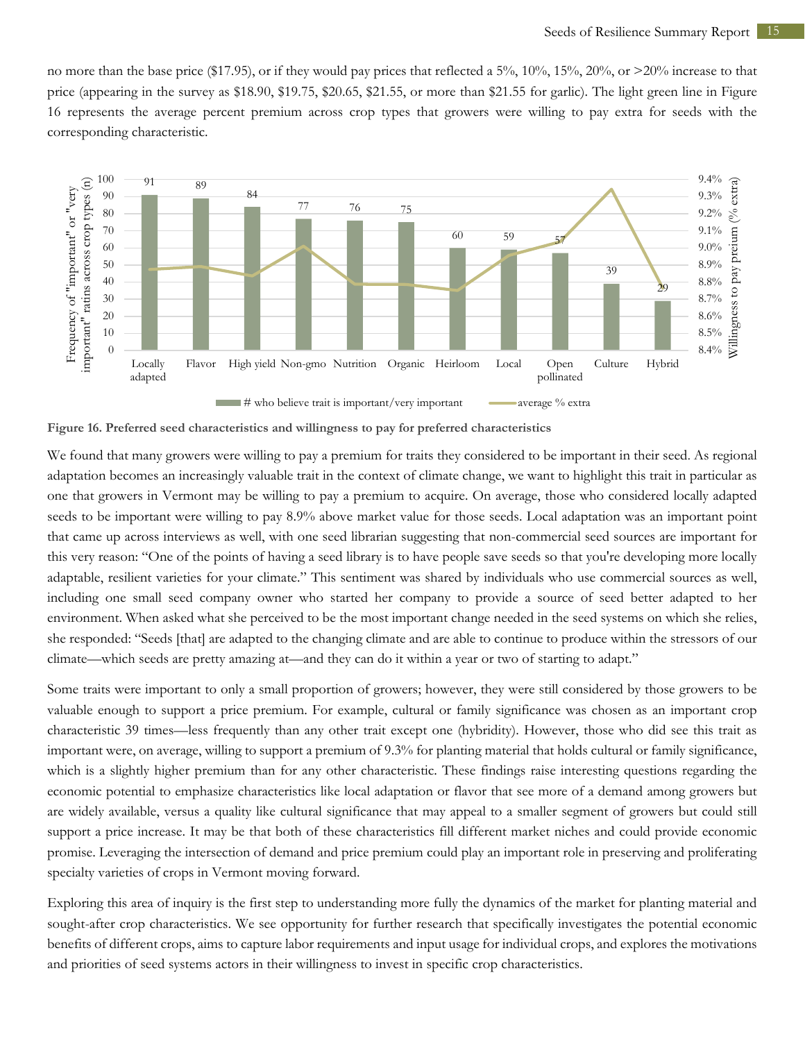no more than the base price ($17.95), or if they would pay prices that reflected a 5%, 10%, 15%, 20%, or >20% increase to that price (appearing in the survey as $18.90, $19.75, $20.65, $21.55, or more than $21.55 for garlic). The light green line in Figure 16 represents the average percent premium across crop types that growers were willing to pay extra for seeds with the corresponding characteristic.

**Figure 16. Preferred seed characteristics and willingness to pay for preferred characteristics**

We found that many growers were willing to pay a premium for traits they considered to be important in their seed. As regional adaptation becomes an increasingly valuable trait in the context of climate change, we want to highlight this trait in particular as one that growers in Vermont may be willing to pay a premium to acquire. On average, those who considered locally adapted seeds to be important were willing to pay 8.9% above market value for those seeds. Local adaptation was an important point that came up across interviews as well, with one seed librarian suggesting that non-commercial seed sources are important for this very reason: "One of the points of having a seed library is to have people save seeds so that you're developing more locally adaptable, resilient varieties for your climate." This sentiment was shared by individuals who use commercial sources as well, including one small seed company owner who started her company to provide a source of seed better adapted to her environment. When asked what she perceived to be the most important change needed in the seed systems on which she relies, she responded: "Seeds [that] are adapted to the changing climate and are able to continue to produce within the stressors of our climate—which seeds are pretty amazing at—and they can do it within a year or two of starting to adapt."

Some traits were important to only a small proportion of growers; however, they were still considered by those growers to be valuable enough to support a price premium. For example, cultural or family significance was chosen as an important crop characteristic 39 times—less frequently than any other trait except one (hybridity). However, those who did see this trait as important were, on average, willing to support a premium of 9.3% for planting material that holds cultural or family significance, which is a slightly higher premium than for any other characteristic. These findings raise interesting questions regarding the economic potential to emphasize characteristics like local adaptation or flavor that see more of a demand among growers but are widely available, versus a quality like cultural significance that may appeal to a smaller segment of growers but could still support a price increase. It may be that both of these characteristics fill different market niches and could provide economic promise. Leveraging the intersection of demand and price premium could play an important role in preserving and proliferating specialty varieties of crops in Vermont moving forward.

Exploring this area of inquiry is the first step to understanding more fully the dynamics of the market for planting material and sought-after crop characteristics. We see opportunity for further research that specifically investigates the potential economic benefits of different crops, aims to capture labor requirements and input usage for individual crops, and explores the motivations and priorities of seed systems actors in their willingness to invest in specific crop characteristics.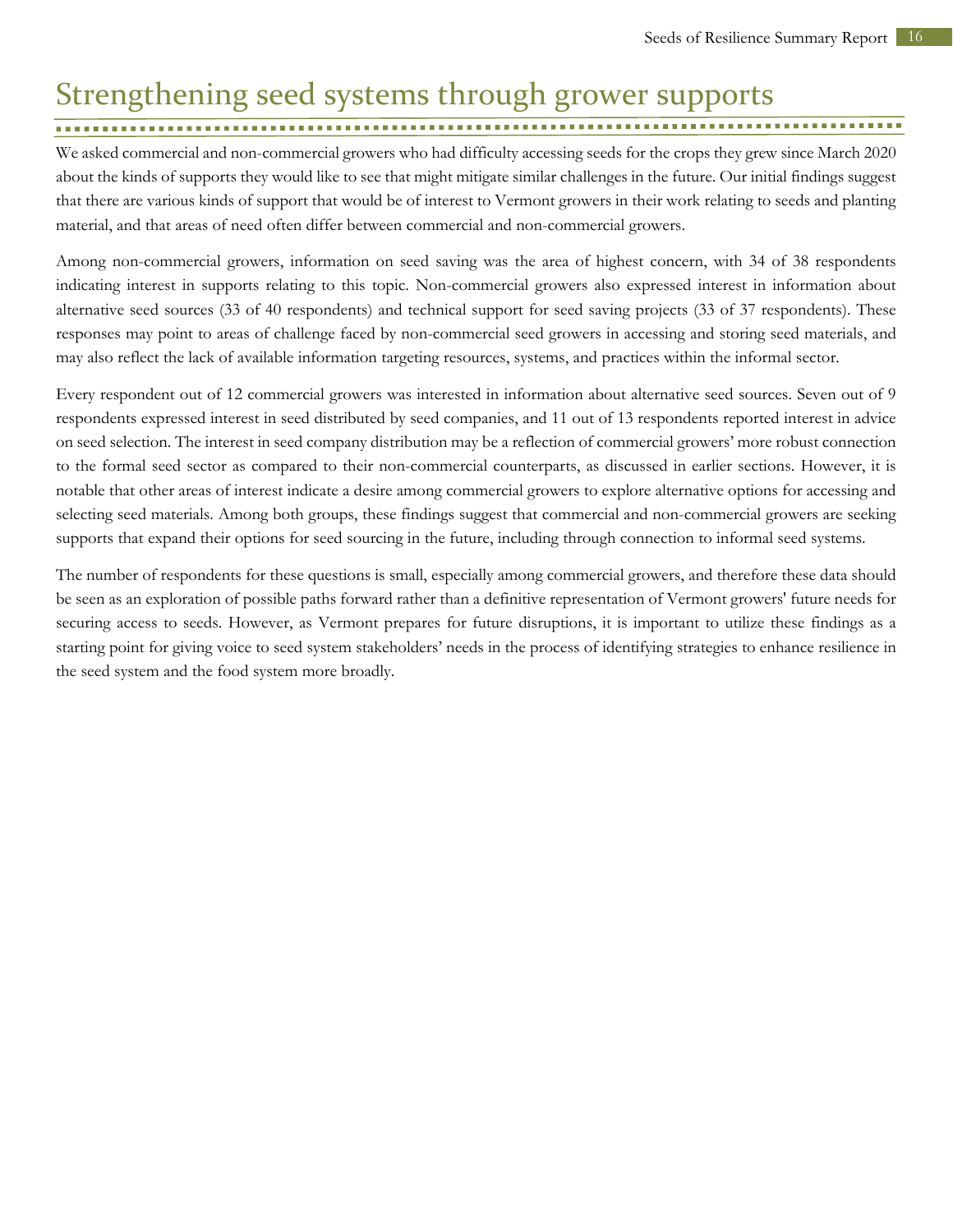# Strengthening seed systems through grower supports

We asked commercial and non-commercial growers who had difficulty accessing seeds for the crops they grew since March 2020 about the kinds of supports they would like to see that might mitigate similar challenges in the future. Our initial findings suggest that there are various kinds of support that would be of interest to Vermont growers in their work relating to seeds and planting material, and that areas of need often differ between commercial and non-commercial growers.

Among non-commercial growers, information on seed saving was the area of highest concern, with 34 of 38 respondents indicating interest in supports relating to this topic. Non-commercial growers also expressed interest in information about alternative seed sources (33 of 40 respondents) and technical support for seed saving projects (33 of 37 respondents). These responses may point to areas of challenge faced by non-commercial seed growers in accessing and storing seed materials, and may also reflect the lack of available information targeting resources, systems, and practices within the informal sector.

Every respondent out of 12 commercial growers was interested in information about alternative seed sources. Seven out of 9 respondents expressed interest in seed distributed by seed companies, and 11 out of 13 respondents reported interest in advice on seed selection. The interest in seed company distribution may be a reflection of commercial growers' more robust connection to the formal seed sector as compared to their non-commercial counterparts, as discussed in earlier sections. However, it is notable that other areas of interest indicate a desire among commercial growers to explore alternative options for accessing and selecting seed materials. Among both groups, these findings suggest that commercial and non-commercial growers are seeking supports that expand their options for seed sourcing in the future, including through connection to informal seed systems.

The number of respondents for these questions is small, especially among commercial growers, and therefore these data should be seen as an exploration of possible paths forward rather than a definitive representation of Vermont growers' future needs for securing access to seeds. However, as Vermont prepares for future disruptions, it is important to utilize these findings as a starting point for giving voice to seed system stakeholders' needs in the process of identifying strategies to enhance resilience in the seed system and the food system more broadly.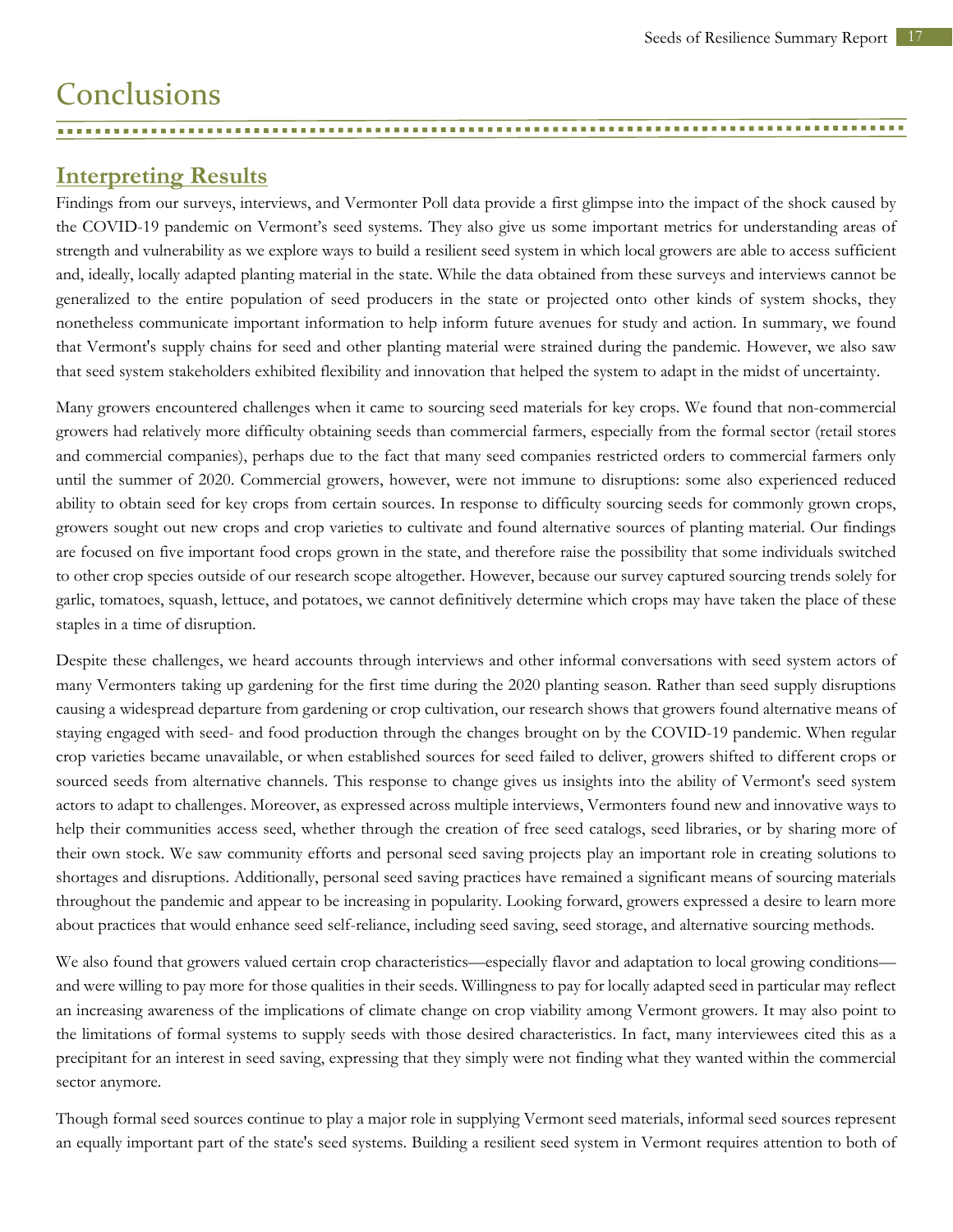# Conclusions

## Interpreting Results

Findings from our surveys, interviews, and Vermonter Poll data provide a first glimpse into the impact of the shock caused by the COVID-19 pandemic on Vermont's seed systems. They also give us some important metrics for understanding areas of strength and vulnerability as we explore ways to build a resilient seed system in which local growers are able to access sufficient and, ideally, locally adapted planting material in the state. While the data obtained from these surveys and interviews cannot be generalized to the entire population of seed producers in the state or projected onto other kinds of system shocks, they nonetheless communicate important information to help inform future avenues for study and action. In summary, we found that Vermont's supply chains for seed and other planting material were strained during the pandemic. However, we also saw that seed system stakeholders exhibited flexibility and innovation that helped the system to adapt in the midst of uncertainty.

Many growers encountered challenges when it came to sourcing seed materials for key crops. We found that non-commercial growers had relatively more difficulty obtaining seeds than commercial farmers, especially from the formal sector (retail stores and commercial companies), perhaps due to the fact that many seed companies restricted orders to commercial farmers only until the summer of 2020. Commercial growers, however, were not immune to disruptions: some also experienced reduced ability to obtain seed for key crops from certain sources. In response to difficulty sourcing seeds for commonly grown crops, growers sought out new crops and crop varieties to cultivate and found alternative sources of planting material. Our findings are focused on five important food crops grown in the state, and therefore raise the possibility that some individuals switched to other crop species outside of our research scope altogether. However, because our survey captured sourcing trends solely for garlic, tomatoes, squash, lettuce, and potatoes, we cannot definitively determine which crops may have taken the place of these staples in a time of disruption.

Despite these challenges, we heard accounts through interviews and other informal conversations with seed system actors of many Vermonters taking up gardening for the first time during the 2020 planting season. Rather than seed supply disruptions causing a widespread departure from gardening or crop cultivation, our research shows that growers found alternative means of staying engaged with seed- and food production through the changes brought on by the COVID-19 pandemic. When regular crop varieties became unavailable, or when established sources for seed failed to deliver, growers shifted to different crops or sourced seeds from alternative channels. This response to change gives us insights into the ability of Vermont's seed system actors to adapt to challenges. Moreover, as expressed across multiple interviews, Vermonters found new and innovative ways to help their communities access seed, whether through the creation of free seed catalogs, seed libraries, or by sharing more of their own stock. We saw community efforts and personal seed saving projects play an important role in creating solutions to shortages and disruptions. Additionally, personal seed saving practices have remained a significant means of sourcing materials throughout the pandemic and appear to be increasing in popularity. Looking forward, growers expressed a desire to learn more about practices that would enhance seed self-reliance, including seed saving, seed storage, and alternative sourcing methods.

We also found that growers valued certain crop characteristics—especially flavor and adaptation to local growing conditions—and were willing to pay more for those qualities in their seeds. Willingness to pay for locally adapted seed in particular may reflect an increasing awareness of the implications of climate change on crop viability among Vermont growers. It may also point to the limitations of formal systems to supply seeds with those desired characteristics. In fact, many interviewees cited this as a precipitant for an interest in seed saving, expressing that they simply were not finding what they wanted within the commercial sector anymore.

Though formal seed sources continue to play a major role in supplying Vermont seed materials, informal seed sources represent an equally important part of the state's seed systems. Building a resilient seed system in Vermont requires attention to both of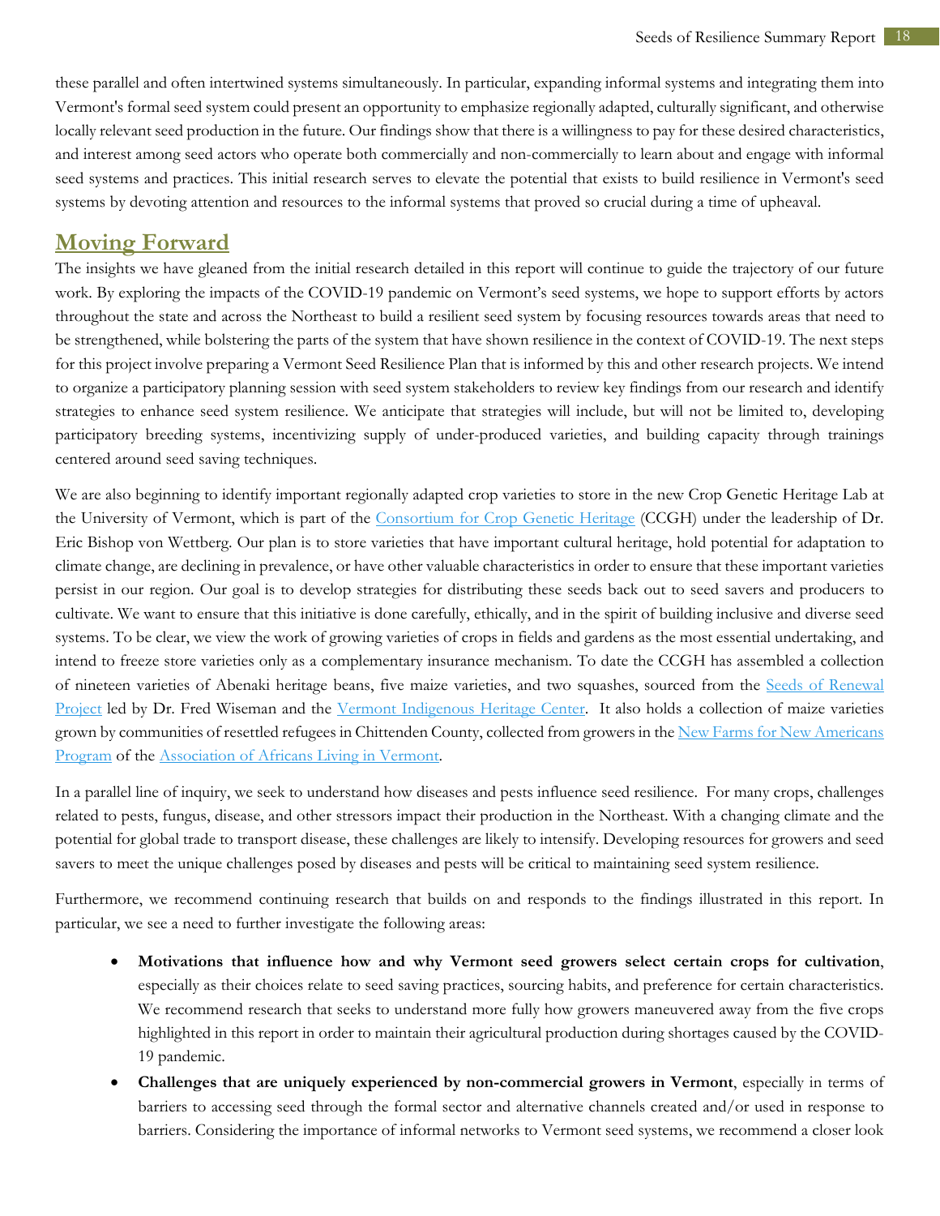these parallel and often intertwined systems simultaneously. In particular, expanding informal systems and integrating them into Vermont's formal seed system could present an opportunity to emphasize regionally adapted, culturally significant, and otherwise locally relevant seed production in the future. Our findings show that there is a willingness to pay for these desired characteristics, and interest among seed actors who operate both commercially and non-commercially to learn about and engage with informal seed systems and practices. This initial research serves to elevate the potential that exists to build resilience in Vermont's seed systems by devoting attention and resources to the informal systems that proved so crucial during a time of upheaval.

## Moving Forward

The insights we have gleaned from the initial research detailed in this report will continue to guide the trajectory of our future work. By exploring the impacts of the COVID-19 pandemic on Vermont's seed systems, we hope to support efforts by actors throughout the state and across the Northeast to build a resilient seed system by focusing resources towards areas that need to be strengthened, while bolstering the parts of the system that have shown resilience in the context of COVID-19. The next steps for this project involve preparing a Vermont Seed Resilience Plan that is informed by this and other research projects. We intend to organize a participatory planning session with seed system stakeholders to review key findings from our research and identify strategies to enhance seed system resilience. We anticipate that strategies will include, but will not be limited to, developing participatory breeding systems, incentivizing supply of under-produced varieties, and building capacity through trainings centered around seed saving techniques.

We are also beginning to identify important regionally adapted crop varieties to store in the new Crop Genetic Heritage Lab at the University of Vermont, which is part of the Consortium for Crop Genetic Heritage (CCGH) under the leadership of Dr. Eric Bishop von Wettberg. Our plan is to store varieties that have important cultural heritage, hold potential for adaptation to climate change, are declining in prevalence, or have other valuable characteristics in order to ensure that these important varieties persist in our region. Our goal is to develop strategies for distributing these seeds back out to seed savers and producers to cultivate. We want to ensure that this initiative is done carefully, ethically, and in the spirit of building inclusive and diverse seed systems. To be clear, we view the work of growing varieties of crops in fields and gardens as the most essential undertaking, and intend to freeze store varieties only as a complementary insurance mechanism. To date the CCGH has assembled a collection of nineteen varieties of Abenaki heritage beans, five maize varieties, and two squashes, sourced from the Seeds of Renewal Project led by Dr. Fred Wiseman and the Vermont Indigenous Heritage Center. It also holds a collection of maize varieties grown by communities of resettled refugees in Chittenden County, collected from growers in the New Farms for New Americans Program of the Association of Africans Living in Vermont.

In a parallel line of inquiry, we seek to understand how diseases and pests influence seed resilience. For many crops, challenges related to pests, fungus, disease, and other stressors impact their production in the Northeast. With a changing climate and the potential for global trade to transport disease, these challenges are likely to intensify. Developing resources for growers and seed savers to meet the unique challenges posed by diseases and pests will be critical to maintaining seed system resilience.

Furthermore, we recommend continuing research that builds on and responds to the findings illustrated in this report. In particular, we see a need to further investigate the following areas:

- **Motivations that influence how and why Vermont seed growers select certain crops for cultivation**, especially as their choices relate to seed saving practices, sourcing habits, and preference for certain characteristics. We recommend research that seeks to understand more fully how growers maneuvered away from the five crops highlighted in this report in order to maintain their agricultural production during shortages caused by the COVID-19 pandemic.
- **Challenges that are uniquely experienced by non-commercial growers in Vermont**, especially in terms of barriers to accessing seed through the formal sector and alternative channels created and/or used in response to barriers. Considering the importance of informal networks to Vermont seed systems, we recommend a closer look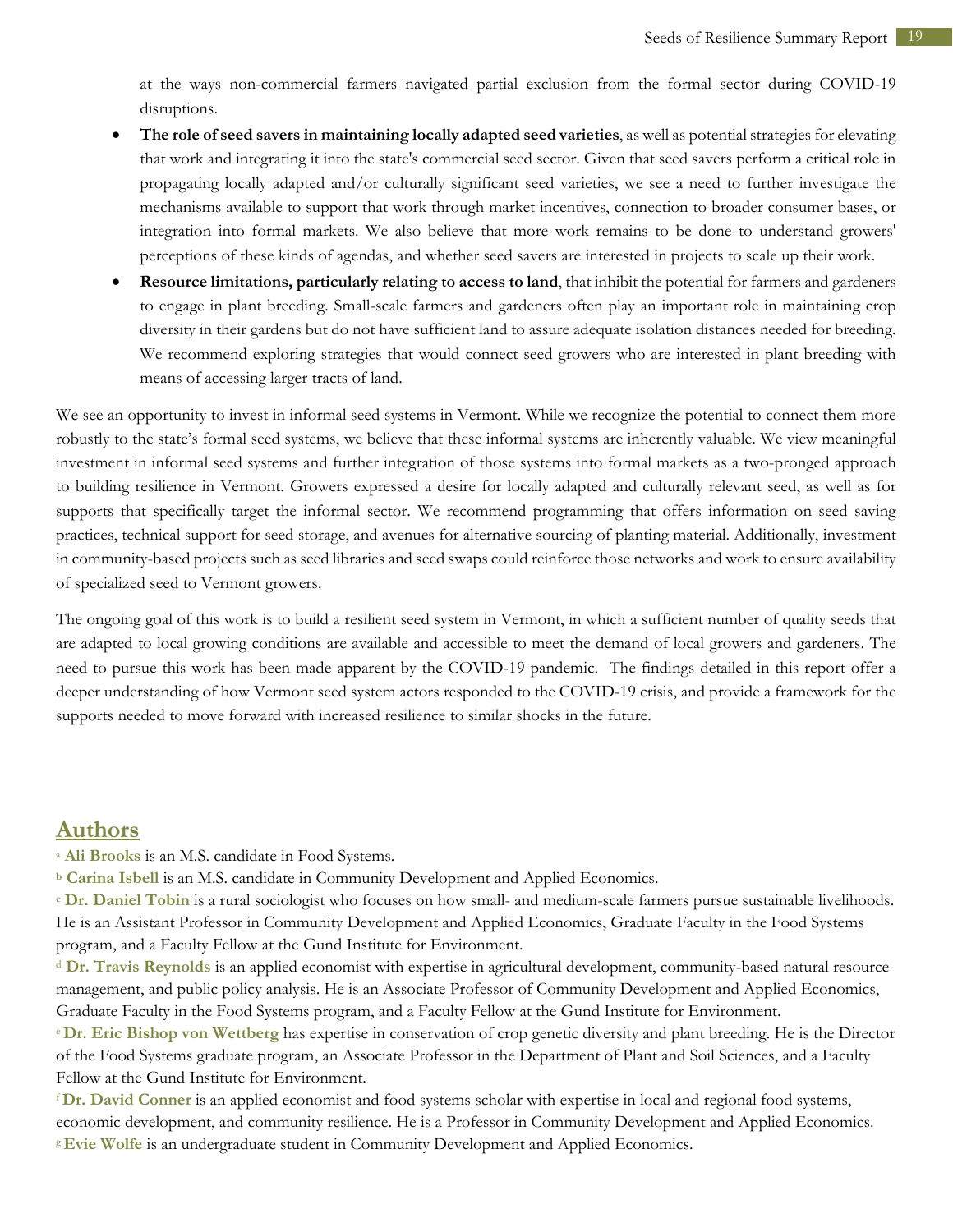at the ways non-commercial farmers navigated partial exclusion from the formal sector during COVID-19 disruptions.

- **The role of seed savers in maintaining locally adapted seed varieties**, as well as potential strategies for elevating that work and integrating it into the state's commercial seed sector. Given that seed savers perform a critical role in propagating locally adapted and/or culturally significant seed varieties, we see a need to further investigate the mechanisms available to support that work through market incentives, connection to broader consumer bases, or integration into formal markets. We also believe that more work remains to be done to understand growers' perceptions of these kinds of agendas, and whether seed savers are interested in projects to scale up their work.
- **Resource limitations, particularly relating to access to land**, that inhibit the potential for farmers and gardeners to engage in plant breeding. Small-scale farmers and gardeners often play an important role in maintaining crop diversity in their gardens but do not have sufficient land to assure adequate isolation distances needed for breeding. We recommend exploring strategies that would connect seed growers who are interested in plant breeding with means of accessing larger tracts of land.

We see an opportunity to invest in informal seed systems in Vermont. While we recognize the potential to connect them more robustly to the state's formal seed systems, we believe that these informal systems are inherently valuable. We view meaningful investment in informal seed systems and further integration of those systems into formal markets as a two-pronged approach to building resilience in Vermont. Growers expressed a desire for locally adapted and culturally relevant seed, as well as for supports that specifically target the informal sector. We recommend programming that offers information on seed saving practices, technical support for seed storage, and avenues for alternative sourcing of planting material. Additionally, investment in community-based projects such as seed libraries and seed swaps could reinforce those networks and work to ensure availability of specialized seed to Vermont growers.

The ongoing goal of this work is to build a resilient seed system in Vermont, in which a sufficient number of quality seeds that are adapted to local growing conditions are available and accessible to meet the demand of local growers and gardeners. The need to pursue this work has been made apparent by the COVID-19 pandemic. The findings detailed in this report offer a deeper understanding of how Vermont seed system actors responded to the COVID-19 crisis, and provide a framework for the supports needed to move forward with increased resilience to similar shocks in the future.

## Authors

[a] **Ali Brooks** is an M.S. candidate in Food Systems.

[b] **Carina Isbell** is an M.S. candidate in Community Development and Applied Economics.

[c] **Dr. Daniel Tobin** is a rural sociologist who focuses on how small- and medium-scale farmers pursue sustainable livelihoods. He is an Assistant Professor in Community Development and Applied Economics, Graduate Faculty in the Food Systems program, and a Faculty Fellow at the Gund Institute for Environment.

[d] **Dr. Travis Reynolds** is an applied economist with expertise in agricultural development, community-based natural resource management, and public policy analysis. He is an Associate Professor of Community Development and Applied Economics, Graduate Faculty in the Food Systems program, and a Faculty Fellow at the Gund Institute for Environment.

[e] **Dr. Eric Bishop von Wettberg** has expertise in conservation of crop genetic diversity and plant breeding. He is the Director of the Food Systems graduate program, an Associate Professor in the Department of Plant and Soil Sciences, and a Faculty Fellow at the Gund Institute for Environment.

[f] **Dr. David Conner** is an applied economist and food systems scholar with expertise in local and regional food systems, economic development, and community resilience. He is a Professor in Community Development and Applied Economics.

[g] **Evie Wolfe** is an undergraduate student in Community Development and Applied Economics.